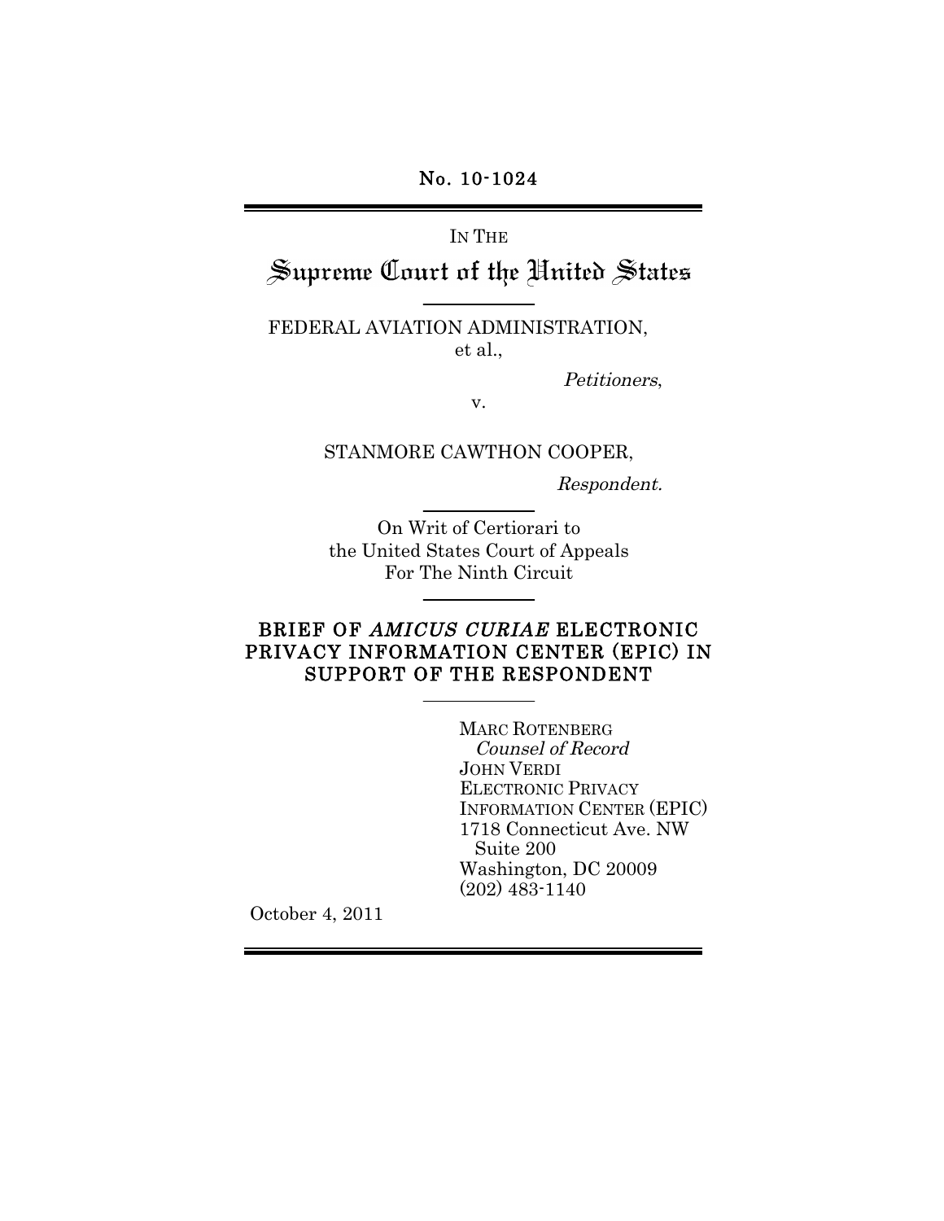No. 10-1024

---

IN THE

# Supreme Court of the United States

---

FEDERAL AVIATION ADMINISTRATION,
et al.,

*Petitioners*,

v.

STANMORE CAWTHON COOPER,

*Respondent.*

---

On Writ of Certiorari to
the United States Court of Appeals
For The Ninth Circuit

---

## BRIEF OF *AMICUS CURIAE* ELECTRONIC PRIVACY INFORMATION CENTER (EPIC) IN SUPPORT OF THE RESPONDENT

---

MARC ROTENBERG
*Counsel of Record*
JOHN VERDI
ELECTRONIC PRIVACY
INFORMATION CENTER (EPIC)
1718 Connecticut Ave. NW
Suite 200
Washington, DC 20009
(202) 483-1140

October 4, 2011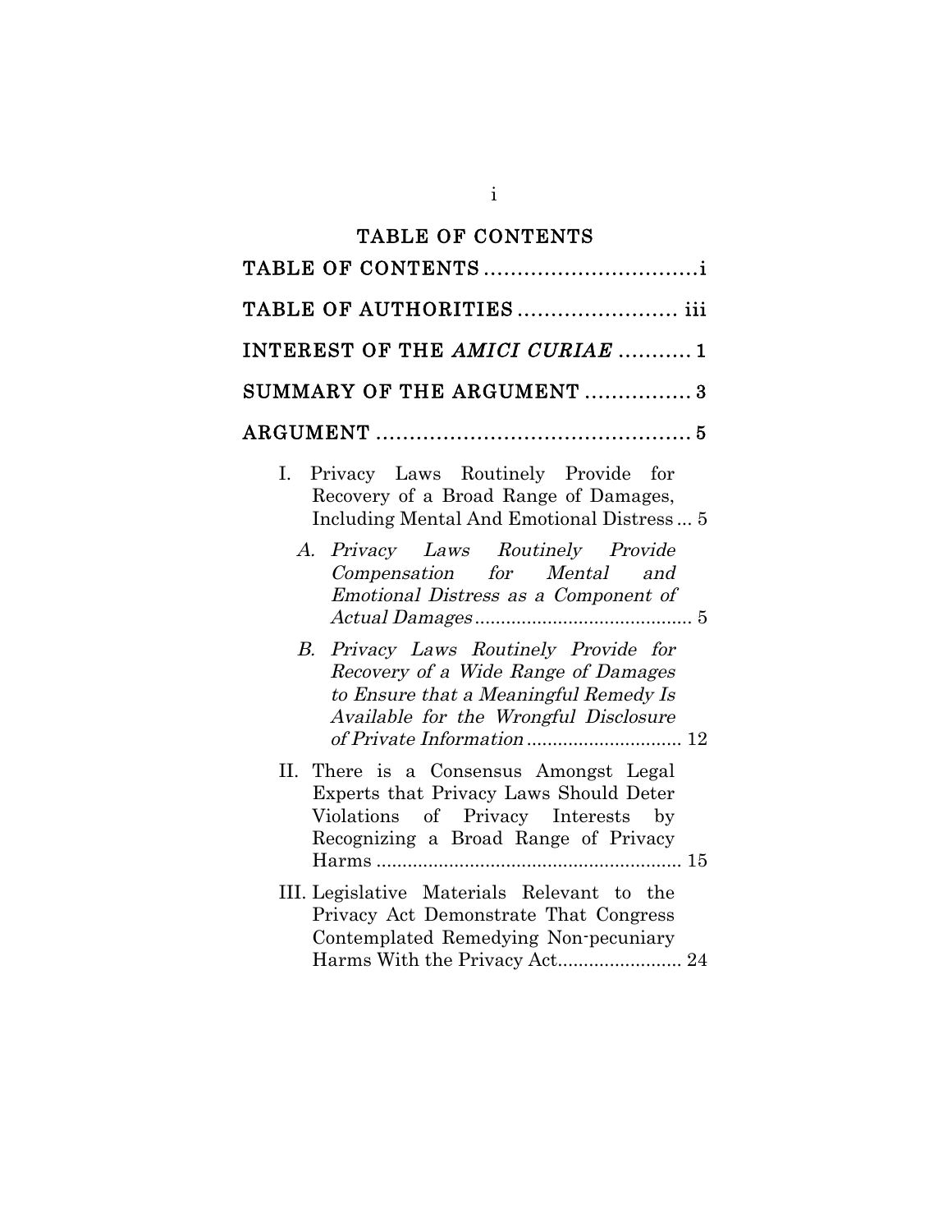# TABLE OF CONTENTS

TABLE OF CONTENTS ................................i

TABLE OF AUTHORITIES ........................ iii

INTEREST OF THE *AMICI CURIAE* ........... 1

SUMMARY OF THE ARGUMENT ................ 3

ARGUMENT ................................................ 5

I. Privacy Laws Routinely Provide for Recovery of a Broad Range of Damages, Including Mental And Emotional Distress ... 5

   *A. Privacy Laws Routinely Provide Compensation for Mental and Emotional Distress as a Component of Actual Damages* .......................................... 5

   *B. Privacy Laws Routinely Provide for Recovery of a Wide Range of Damages to Ensure that a Meaningful Remedy Is Available for the Wrongful Disclosure of Private Information* .............................. 12

II. There is a Consensus Amongst Legal Experts that Privacy Laws Should Deter Violations of Privacy Interests by Recognizing a Broad Range of Privacy Harms ........................................................... 15

III. Legislative Materials Relevant to the Privacy Act Demonstrate That Congress Contemplated Remedying Non-pecuniary Harms With the Privacy Act........................ 24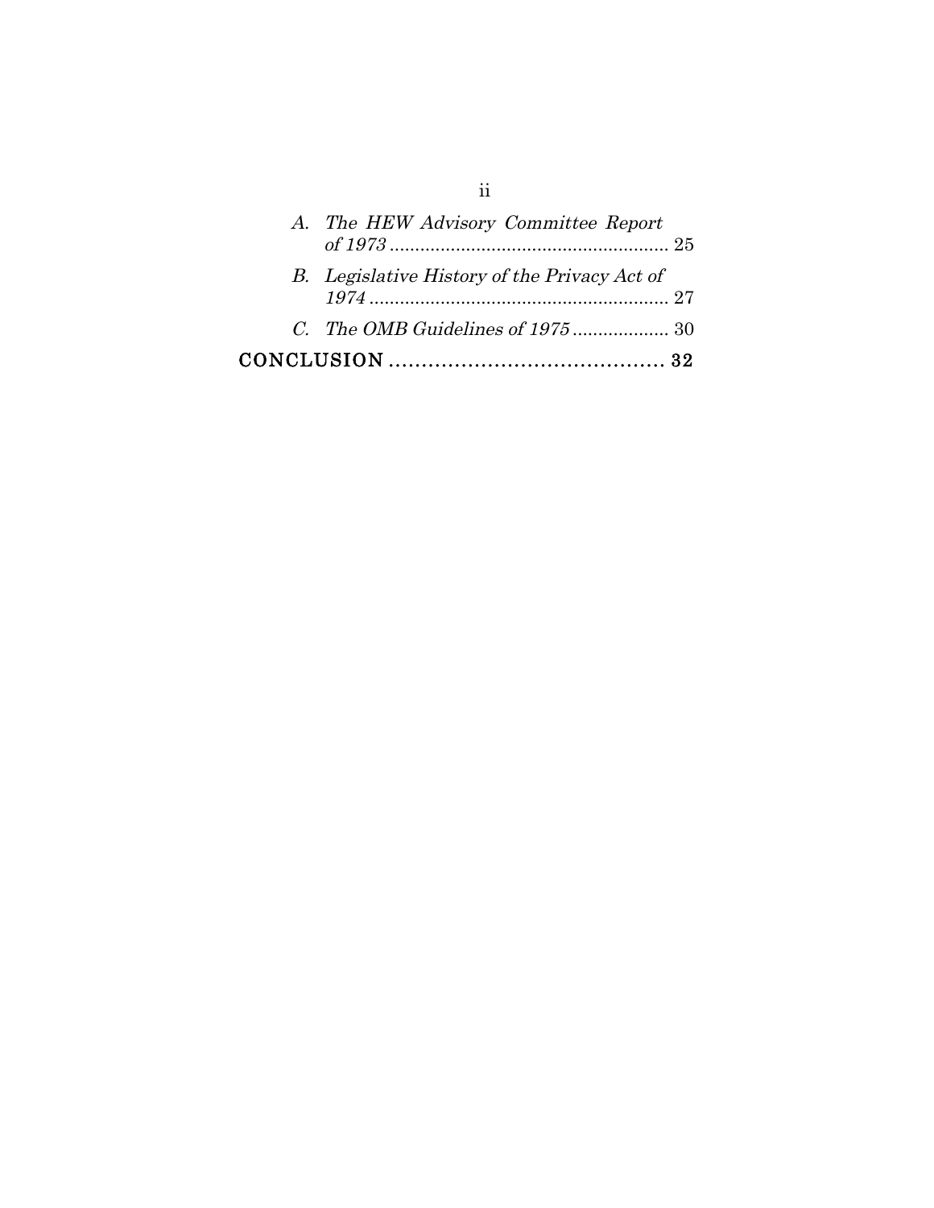A. *The HEW Advisory Committee Report of 1973* ....................................................... 25

B. *Legislative History of the Privacy Act of 1974* ........................................................... 27

C. *The OMB Guidelines of 1975* ................... 30

**CONCLUSION** .......................................... **32**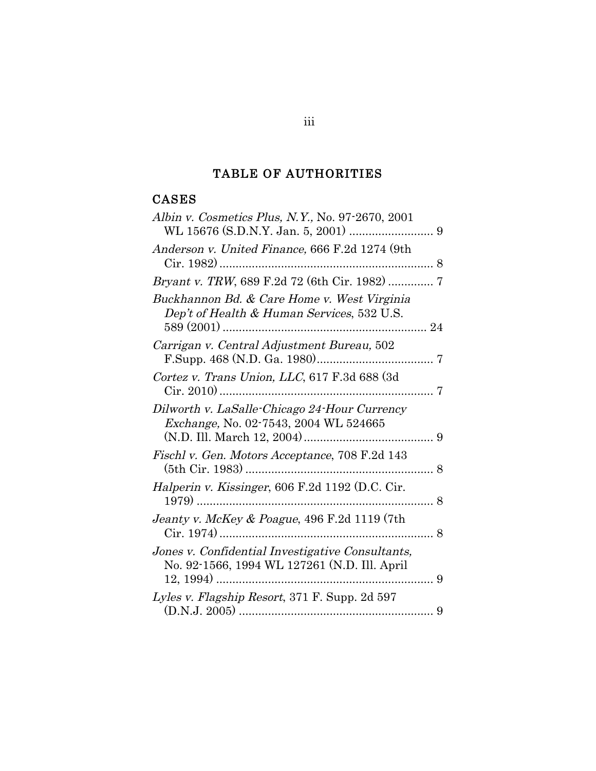# TABLE OF AUTHORITIES

## CASES

*Albin v. Cosmetics Plus, N.Y.,* No. 97-2670, 2001 WL 15676 (S.D.N.Y. Jan. 5, 2001) .......................... 9

*Anderson v. United Finance,* 666 F.2d 1274 (9th Cir. 1982) .................................................................. 8

*Bryant v. TRW*, 689 F.2d 72 (6th Cir. 1982) .............. 7

*Buckhannon Bd. & Care Home v. West Virginia Dep't of Health & Human Services*, 532 U.S. 589 (2001) ............................................................... 24

*Carrigan v. Central Adjustment Bureau,* 502 F.Supp. 468 (N.D. Ga. 1980).................................... 7

*Cortez v. Trans Union, LLC*, 617 F.3d 688 (3d Cir. 2010) .................................................................. 7

*Dilworth v. LaSalle-Chicago 24-Hour Currency Exchange,* No. 02-7543, 2004 WL 524665 (N.D. Ill. March 12, 2004)........................................ 9

*Fischl v. Gen. Motors Acceptance*, 708 F.2d 143 (5th Cir. 1983) .......................................................... 8

*Halperin v. Kissinger*, 606 F.2d 1192 (D.C. Cir. 1979) .......................................................................... 8

*Jeanty v. McKey & Poague*, 496 F.2d 1119 (7th Cir. 1974) .................................................................. 8

*Jones v. Confidential Investigative Consultants,* No. 92-1566, 1994 WL 127261 (N.D. Ill. April 12, 1994) ................................................................... 9

*Lyles v. Flagship Resort*, 371 F. Supp. 2d 597 (D.N.J. 2005) ............................................................ 9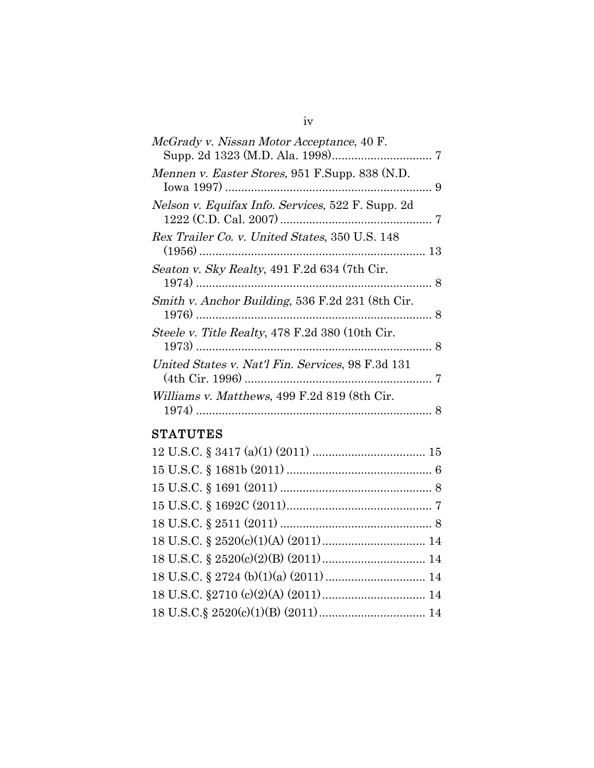*McGrady v. Nissan Motor Acceptance*, 40 F. Supp. 2d 1323 (M.D. Ala. 1998)............................... 7

*Mennen v. Easter Stores,* 951 F.Supp. 838 (N.D. Iowa 1997) ................................................................ 9

*Nelson v. Equifax Info. Services*, 522 F. Supp. 2d 1222 (C.D. Cal. 2007) ............................................... 7

*Rex Trailer Co. v. United States*, 350 U.S. 148 (1956) ...................................................................... 13

*Seaton v. Sky Realty*, 491 F.2d 634 (7th Cir. 1974) ......................................................................... 8

*Smith v. Anchor Building*, 536 F.2d 231 (8th Cir. 1976) ......................................................................... 8

*Steele v. Title Realty*, 478 F.2d 380 (10th Cir. 1973) ......................................................................... 8

*United States v. Nat'l Fin. Services*, 98 F.3d 131 (4th Cir. 1996) .......................................................... 7

*Williams v. Matthews*, 499 F.2d 819 (8th Cir. 1974) ......................................................................... 8

## STATUTES

12 U.S.C. § 3417 (a)(1) (2011) .................................. 15

15 U.S.C. § 1681b (2011) ............................................ 6

15 U.S.C. § 1691 (2011) .............................................. 8

15 U.S.C. § 1692C (2011)............................................ 7

18 U.S.C. § 2511 (2011) .............................................. 8

18 U.S.C. § 2520(c)(1)(A) (2011)................................ 14

18 U.S.C. § 2520(c)(2)(B) (2011)................................ 14

18 U.S.C. § 2724 (b)(1)(a) (2011) ............................... 14

18 U.S.C. §2710 (c)(2)(A) (2011)................................ 14

18 U.S.C.§ 2520(c)(1)(B) (2011)................................. 14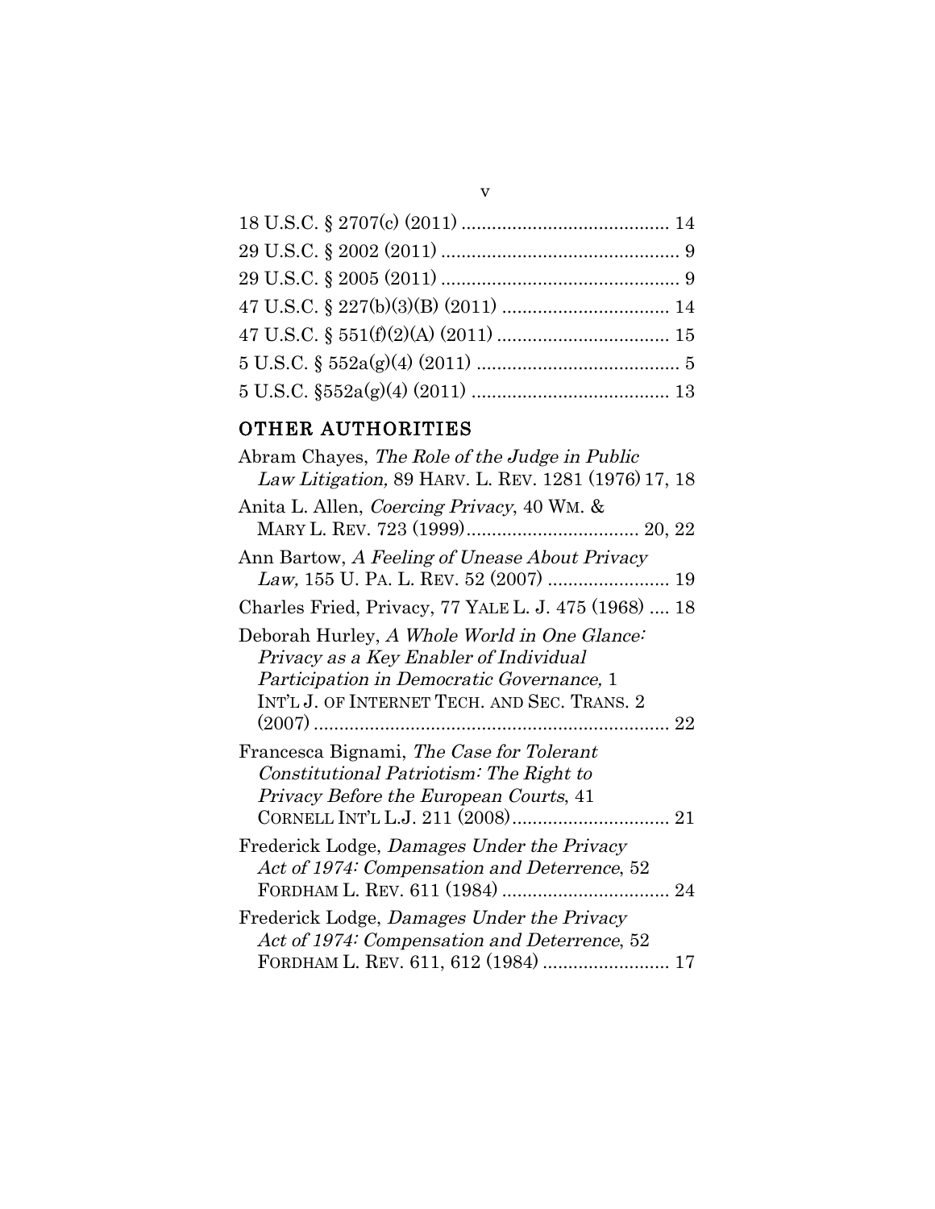18 U.S.C. § 2707(c) (2011) ........................................ 14

29 U.S.C. § 2002 (2011) .............................................. 9

29 U.S.C. § 2005 (2011) .............................................. 9

47 U.S.C. § 227(b)(3)(B) (2011) ................................ 14

47 U.S.C. § 551(f)(2)(A) (2011) ................................. 15

5 U.S.C. § 552a(g)(4) (2011) ....................................... 5

5 U.S.C. §552a(g)(4) (2011) ...................................... 13

## OTHER AUTHORITIES

Abram Chayes, *The Role of the Judge in Public Law Litigation,* 89 HARV. L. REV. 1281 (1976) 17, 18

Anita L. Allen, *Coercing Privacy*, 40 WM. & MARY L. REV. 723 (1999).................................. 20, 22

Ann Bartow, *A Feeling of Unease About Privacy Law,* 155 U. PA. L. REV. 52 (2007) ........................ 19

Charles Fried, Privacy, 77 YALE L. J. 475 (1968) .... 18

Deborah Hurley, *A Whole World in One Glance: Privacy as a Key Enabler of Individual Participation in Democratic Governance,* 1 INT'L J. OF INTERNET TECH. AND SEC. TRANS. 2 (2007) ..................................................................... 22

Francesca Bignami, *The Case for Tolerant Constitutional Patriotism: The Right to Privacy Before the European Courts*, 41 CORNELL INT'L L.J. 211 (2008)............................... 21

Frederick Lodge, *Damages Under the Privacy Act of 1974: Compensation and Deterrence*, 52 FORDHAM L. REV. 611 (1984) ................................. 24

Frederick Lodge, *Damages Under the Privacy Act of 1974: Compensation and Deterrence*, 52 FORDHAM L. REV. 611, 612 (1984) ......................... 17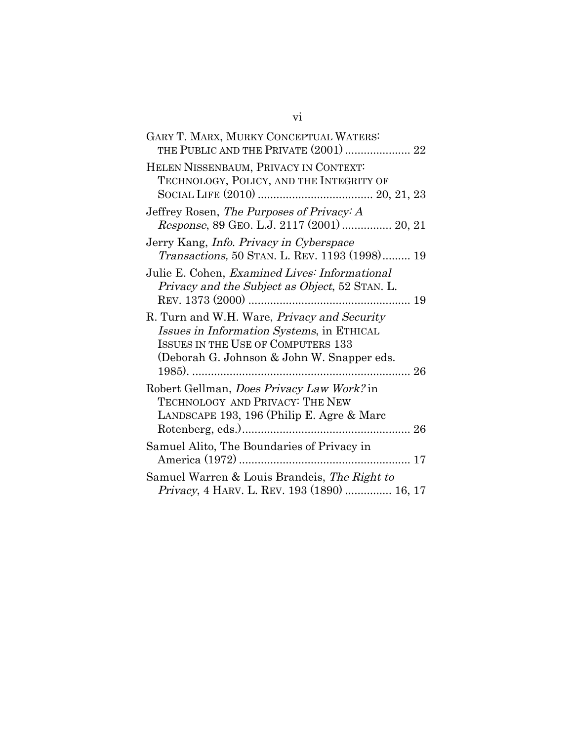GARY T. MARX, MURKY CONCEPTUAL WATERS: THE PUBLIC AND THE PRIVATE (2001) ..................... 22

HELEN NISSENBAUM, PRIVACY IN CONTEXT: TECHNOLOGY, POLICY, AND THE INTEGRITY OF SOCIAL LIFE (2010) .................................... 20, 21, 23

Jeffrey Rosen, *The Purposes of Privacy: A Response*, 89 GEO. L.J. 2117 (2001) ................ 20, 21

Jerry Kang, *Info. Privacy in Cyberspace Transactions,* 50 STAN. L. REV. 1193 (1998)......... 19

Julie E. Cohen, *Examined Lives: Informational Privacy and the Subject as Object*, 52 STAN. L. REV. 1373 (2000) .................................................... 19

R. Turn and W.H. Ware, *Privacy and Security Issues in Information Systems*, in ETHICAL ISSUES IN THE USE OF COMPUTERS 133 (Deborah G. Johnson & John W. Snapper eds. 1985). ...................................................................... 26

Robert Gellman, *Does Privacy Law Work?* in TECHNOLOGY AND PRIVACY: THE NEW LANDSCAPE 193, 196 (Philip E. Agre & Marc Rotenberg, eds.)..................................................... 26

Samuel Alito, The Boundaries of Privacy in America (1972) ...................................................... 17

Samuel Warren & Louis Brandeis, *The Right to Privacy*, 4 HARV. L. REV. 193 (1890) ............... 16, 17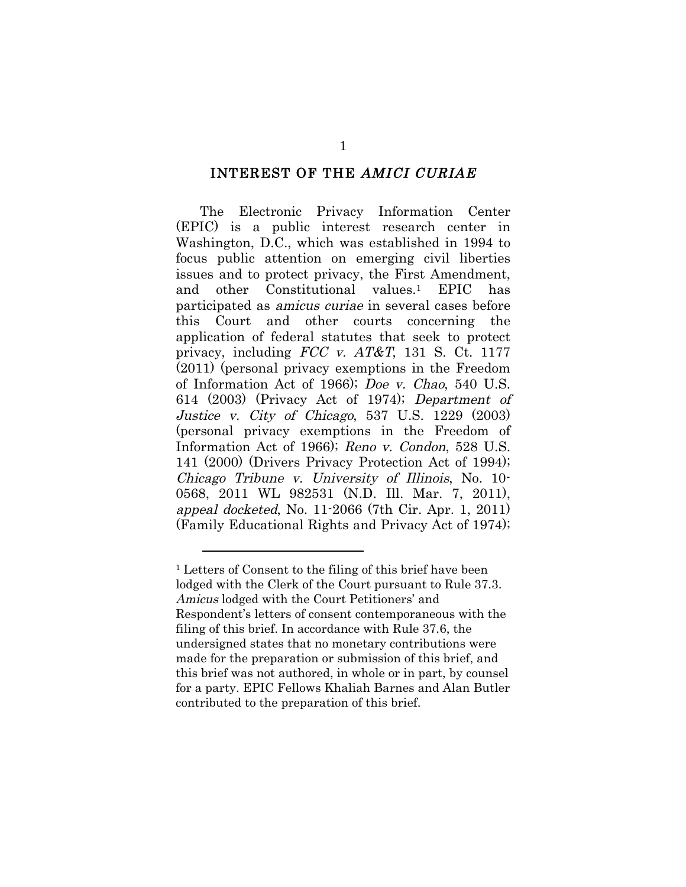## INTEREST OF THE *AMICI CURIAE*

The Electronic Privacy Information Center (EPIC) is a public interest research center in Washington, D.C., which was established in 1994 to focus public attention on emerging civil liberties issues and to protect privacy, the First Amendment, and other Constitutional values.[1] EPIC has participated as *amicus curiae* in several cases before this Court and other courts concerning the application of federal statutes that seek to protect privacy, including *FCC v. AT&T*, 131 S. Ct. 1177 (2011) (personal privacy exemptions in the Freedom of Information Act of 1966); *Doe v. Chao*, 540 U.S. 614 (2003) (Privacy Act of 1974); *Department of Justice v. City of Chicago*, 537 U.S. 1229 (2003) (personal privacy exemptions in the Freedom of Information Act of 1966); *Reno v. Condon*, 528 U.S. 141 (2000) (Drivers Privacy Protection Act of 1994); *Chicago Tribune v. University of Illinois*, No. 10-0568, 2011 WL 982531 (N.D. Ill. Mar. 7, 2011), *appeal docketed*, No. 11-2066 (7th Cir. Apr. 1, 2011) (Family Educational Rights and Privacy Act of 1974);

---

[1] Letters of Consent to the filing of this brief have been lodged with the Clerk of the Court pursuant to Rule 37.3. *Amicus* lodged with the Court Petitioners' and Respondent's letters of consent contemporaneous with the filing of this brief. In accordance with Rule 37.6, the undersigned states that no monetary contributions were made for the preparation or submission of this brief, and this brief was not authored, in whole or in part, by counsel for a party. EPIC Fellows Khaliah Barnes and Alan Butler contributed to the preparation of this brief.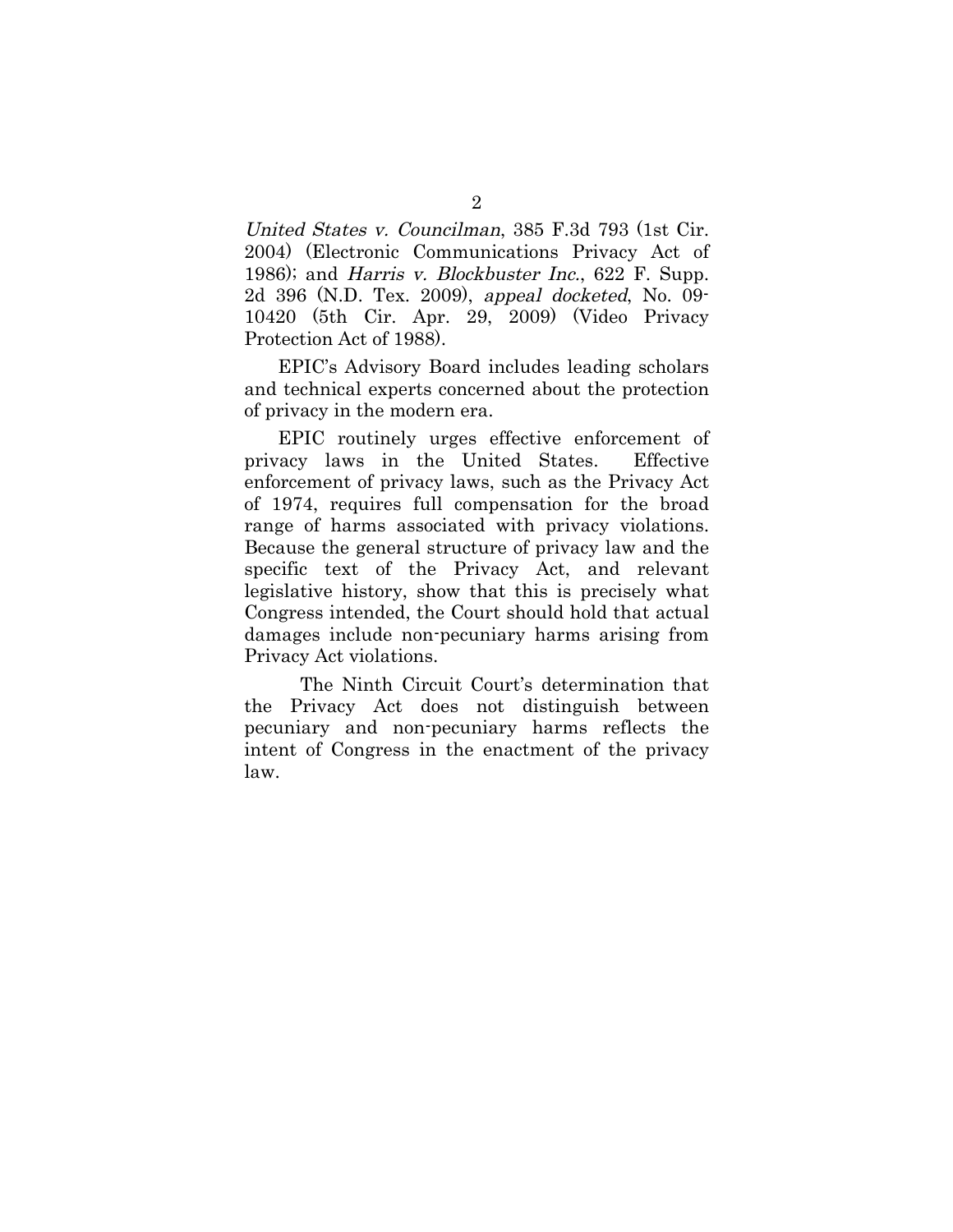*United States v. Councilman*, 385 F.3d 793 (1st Cir. 2004) (Electronic Communications Privacy Act of 1986); and *Harris v. Blockbuster Inc.*, 622 F. Supp. 2d 396 (N.D. Tex. 2009), *appeal docketed*, No. 09-10420 (5th Cir. Apr. 29, 2009) (Video Privacy Protection Act of 1988).

EPIC's Advisory Board includes leading scholars and technical experts concerned about the protection of privacy in the modern era.

EPIC routinely urges effective enforcement of privacy laws in the United States. Effective enforcement of privacy laws, such as the Privacy Act of 1974, requires full compensation for the broad range of harms associated with privacy violations. Because the general structure of privacy law and the specific text of the Privacy Act, and relevant legislative history, show that this is precisely what Congress intended, the Court should hold that actual damages include non-pecuniary harms arising from Privacy Act violations.

The Ninth Circuit Court's determination that the Privacy Act does not distinguish between pecuniary and non-pecuniary harms reflects the intent of Congress in the enactment of the privacy law.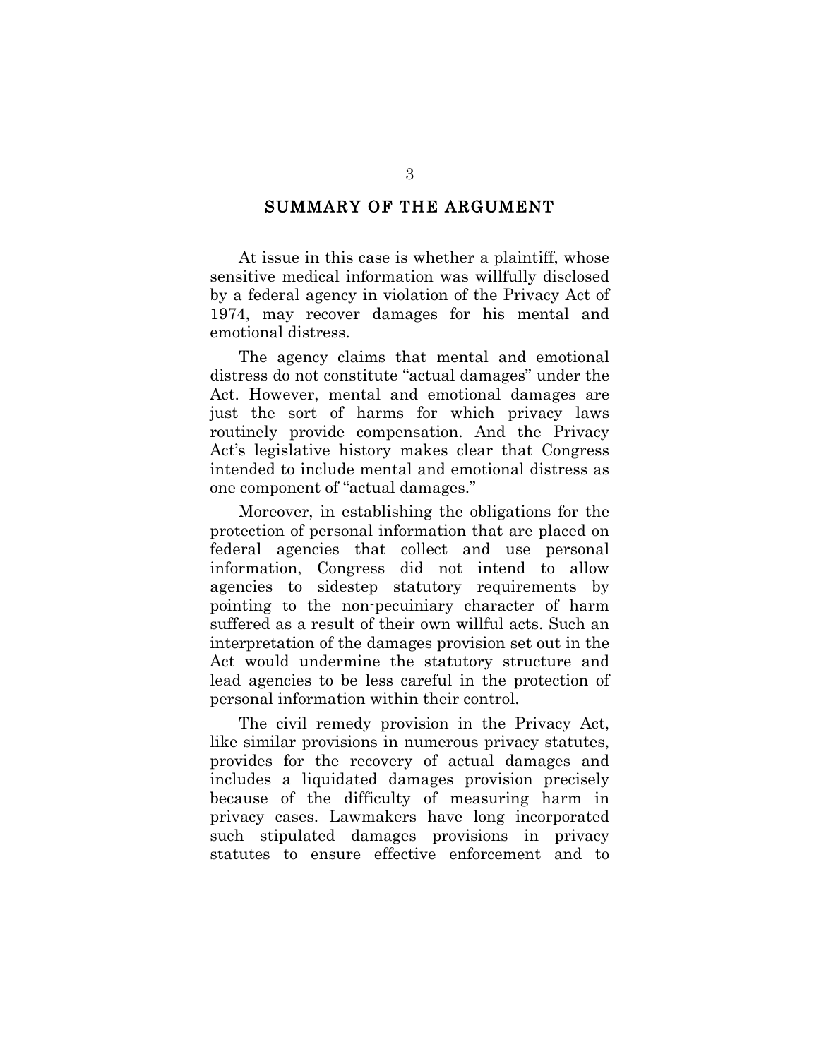## SUMMARY OF THE ARGUMENT

At issue in this case is whether a plaintiff, whose sensitive medical information was willfully disclosed by a federal agency in violation of the Privacy Act of 1974, may recover damages for his mental and emotional distress.

The agency claims that mental and emotional distress do not constitute "actual damages" under the Act. However, mental and emotional damages are just the sort of harms for which privacy laws routinely provide compensation. And the Privacy Act's legislative history makes clear that Congress intended to include mental and emotional distress as one component of "actual damages."

Moreover, in establishing the obligations for the protection of personal information that are placed on federal agencies that collect and use personal information, Congress did not intend to allow agencies to sidestep statutory requirements by pointing to the non-pecuniary character of harm suffered as a result of their own willful acts. Such an interpretation of the damages provision set out in the Act would undermine the statutory structure and lead agencies to be less careful in the protection of personal information within their control.

The civil remedy provision in the Privacy Act, like similar provisions in numerous privacy statutes, provides for the recovery of actual damages and includes a liquidated damages provision precisely because of the difficulty of measuring harm in privacy cases. Lawmakers have long incorporated such stipulated damages provisions in privacy statutes to ensure effective enforcement and to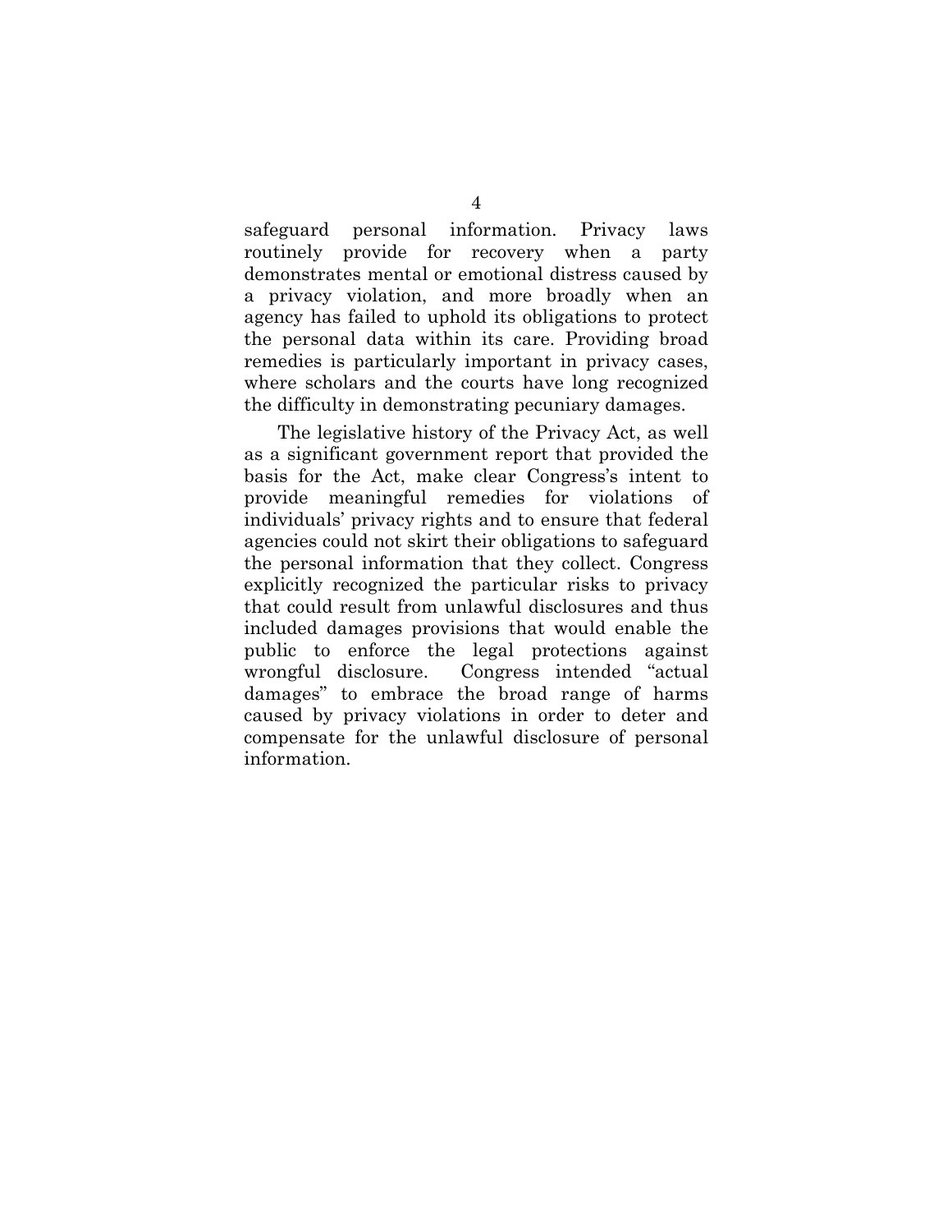safeguard personal information. Privacy laws routinely provide for recovery when a party demonstrates mental or emotional distress caused by a privacy violation, and more broadly when an agency has failed to uphold its obligations to protect the personal data within its care. Providing broad remedies is particularly important in privacy cases, where scholars and the courts have long recognized the difficulty in demonstrating pecuniary damages.

The legislative history of the Privacy Act, as well as a significant government report that provided the basis for the Act, make clear Congress's intent to provide meaningful remedies for violations of individuals' privacy rights and to ensure that federal agencies could not skirt their obligations to safeguard the personal information that they collect. Congress explicitly recognized the particular risks to privacy that could result from unlawful disclosures and thus included damages provisions that would enable the public to enforce the legal protections against wrongful disclosure. Congress intended "actual damages" to embrace the broad range of harms caused by privacy violations in order to deter and compensate for the unlawful disclosure of personal information.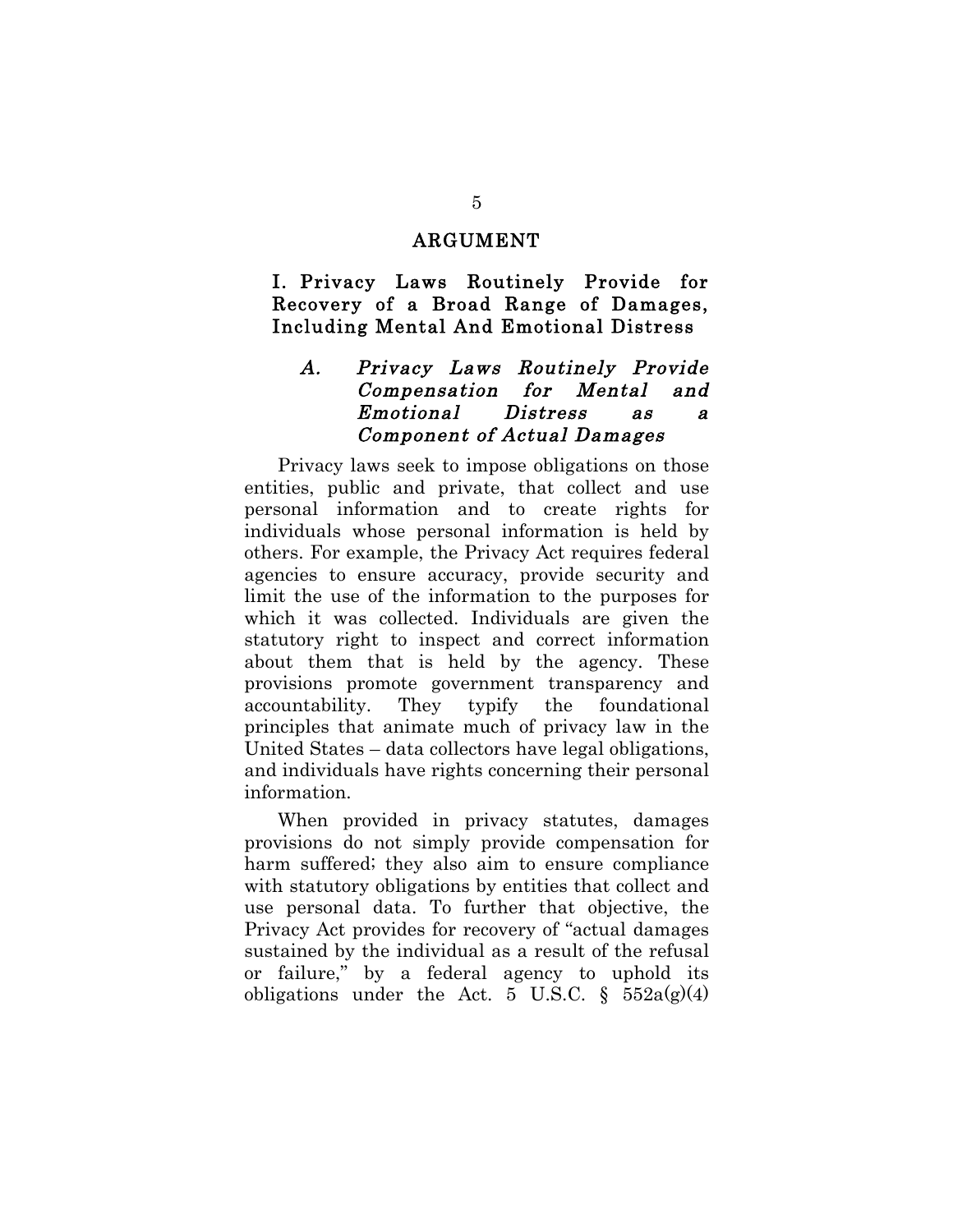## ARGUMENT

### I. Privacy Laws Routinely Provide for Recovery of a Broad Range of Damages, Including Mental And Emotional Distress

#### *A. Privacy Laws Routinely Provide Compensation for Mental and Emotional Distress as a Component of Actual Damages*

Privacy laws seek to impose obligations on those entities, public and private, that collect and use personal information and to create rights for individuals whose personal information is held by others. For example, the Privacy Act requires federal agencies to ensure accuracy, provide security and limit the use of the information to the purposes for which it was collected. Individuals are given the statutory right to inspect and correct information about them that is held by the agency. These provisions promote government transparency and accountability. They typify the foundational principles that animate much of privacy law in the United States – data collectors have legal obligations, and individuals have rights concerning their personal information.

When provided in privacy statutes, damages provisions do not simply provide compensation for harm suffered; they also aim to ensure compliance with statutory obligations by entities that collect and use personal data. To further that objective, the Privacy Act provides for recovery of "actual damages sustained by the individual as a result of the refusal or failure," by a federal agency to uphold its obligations under the Act. 5 U.S.C. § 552a(g)(4)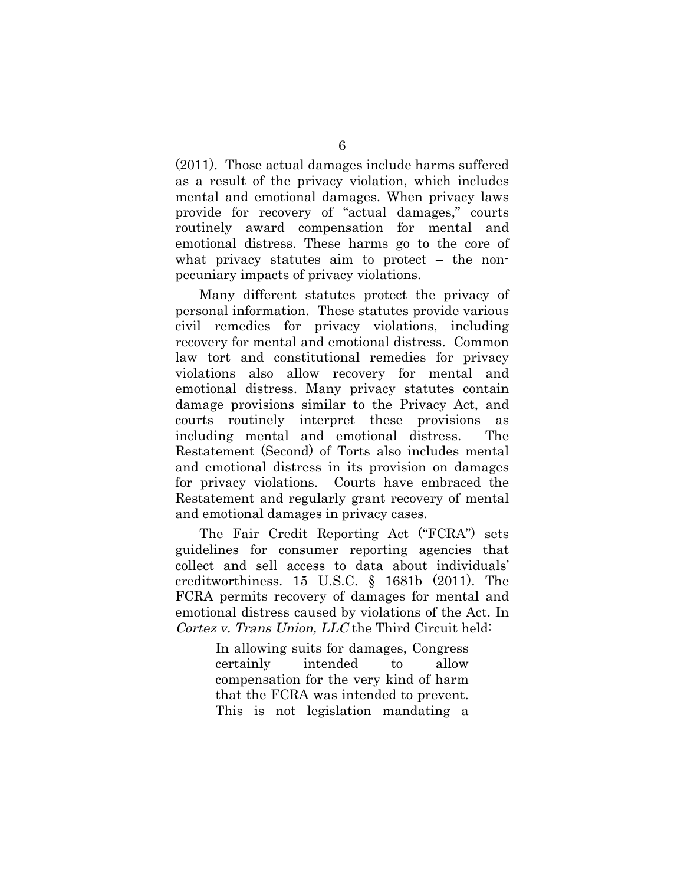(2011). Those actual damages include harms suffered as a result of the privacy violation, which includes mental and emotional damages. When privacy laws provide for recovery of "actual damages," courts routinely award compensation for mental and emotional distress. These harms go to the core of what privacy statutes aim to protect – the non-pecuniary impacts of privacy violations.

Many different statutes protect the privacy of personal information. These statutes provide various civil remedies for privacy violations, including recovery for mental and emotional distress. Common law tort and constitutional remedies for privacy violations also allow recovery for mental and emotional distress. Many privacy statutes contain damage provisions similar to the Privacy Act, and courts routinely interpret these provisions as including mental and emotional distress. The Restatement (Second) of Torts also includes mental and emotional distress in its provision on damages for privacy violations. Courts have embraced the Restatement and regularly grant recovery of mental and emotional damages in privacy cases.

The Fair Credit Reporting Act ("FCRA") sets guidelines for consumer reporting agencies that collect and sell access to data about individuals' creditworthiness. 15 U.S.C. § 1681b (2011). The FCRA permits recovery of damages for mental and emotional distress caused by violations of the Act. In *Cortez v. Trans Union, LLC* the Third Circuit held:

> In allowing suits for damages, Congress certainly intended to allow compensation for the very kind of harm that the FCRA was intended to prevent. This is not legislation mandating a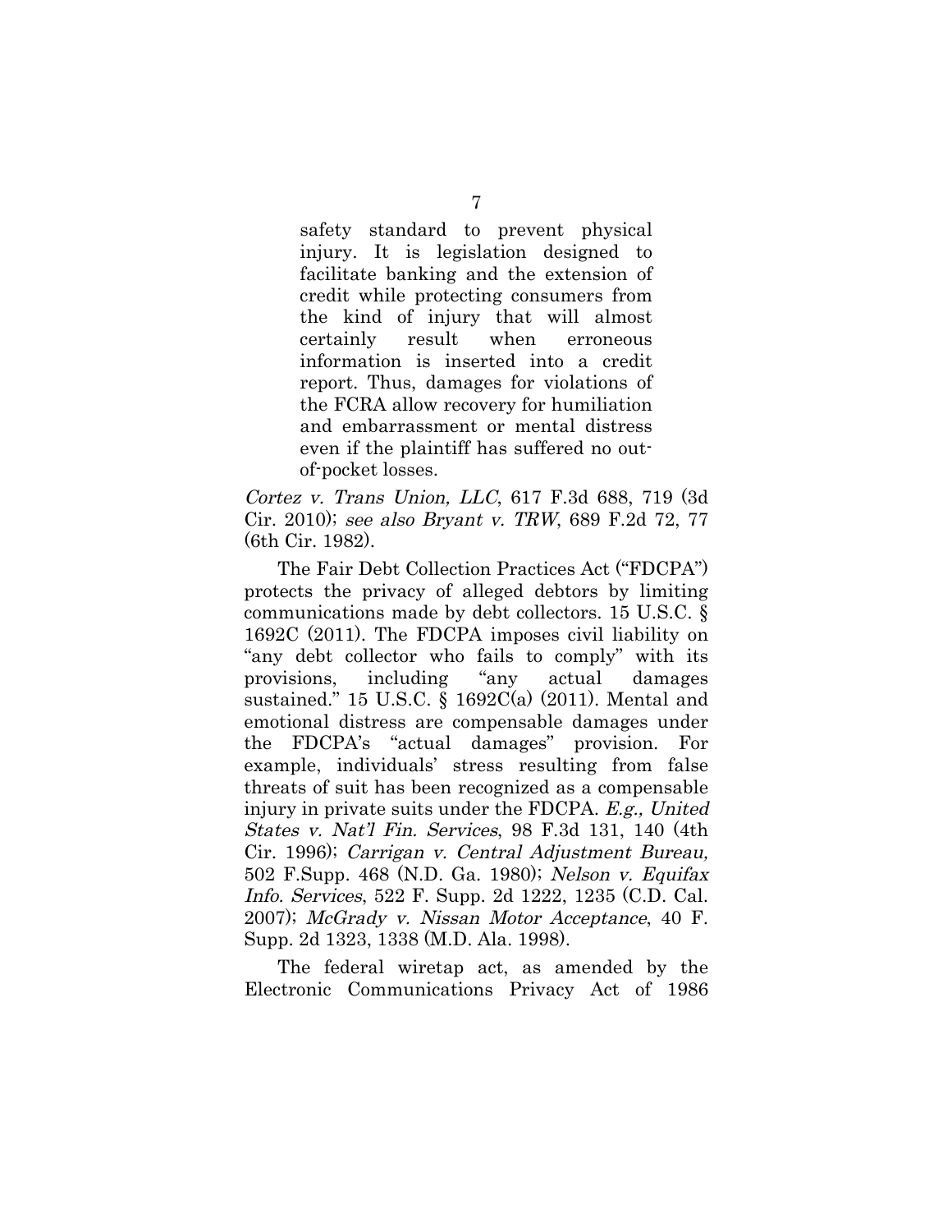> safety standard to prevent physical injury. It is legislation designed to facilitate banking and the extension of credit while protecting consumers from the kind of injury that will almost certainly result when erroneous information is inserted into a credit report. Thus, damages for violations of the FCRA allow recovery for humiliation and embarrassment or mental distress even if the plaintiff has suffered no out-of-pocket losses.

*Cortez v. Trans Union, LLC*, 617 F.3d 688, 719 (3d Cir. 2010); *see also Bryant v. TRW*, 689 F.2d 72, 77 (6th Cir. 1982).

The Fair Debt Collection Practices Act ("FDCPA") protects the privacy of alleged debtors by limiting communications made by debt collectors. 15 U.S.C. § 1692C (2011). The FDCPA imposes civil liability on "any debt collector who fails to comply" with its provisions, including "any actual damages sustained." 15 U.S.C. § 1692C(a) (2011). Mental and emotional distress are compensable damages under the FDCPA's "actual damages" provision. For example, individuals' stress resulting from false threats of suit has been recognized as a compensable injury in private suits under the FDCPA. *E.g., United States v. Nat'l Fin. Services*, 98 F.3d 131, 140 (4th Cir. 1996); *Carrigan v. Central Adjustment Bureau,* 502 F.Supp. 468 (N.D. Ga. 1980); *Nelson v. Equifax Info. Services*, 522 F. Supp. 2d 1222, 1235 (C.D. Cal. 2007); *McGrady v. Nissan Motor Acceptance*, 40 F. Supp. 2d 1323, 1338 (M.D. Ala. 1998).

The federal wiretap act, as amended by the Electronic Communications Privacy Act of 1986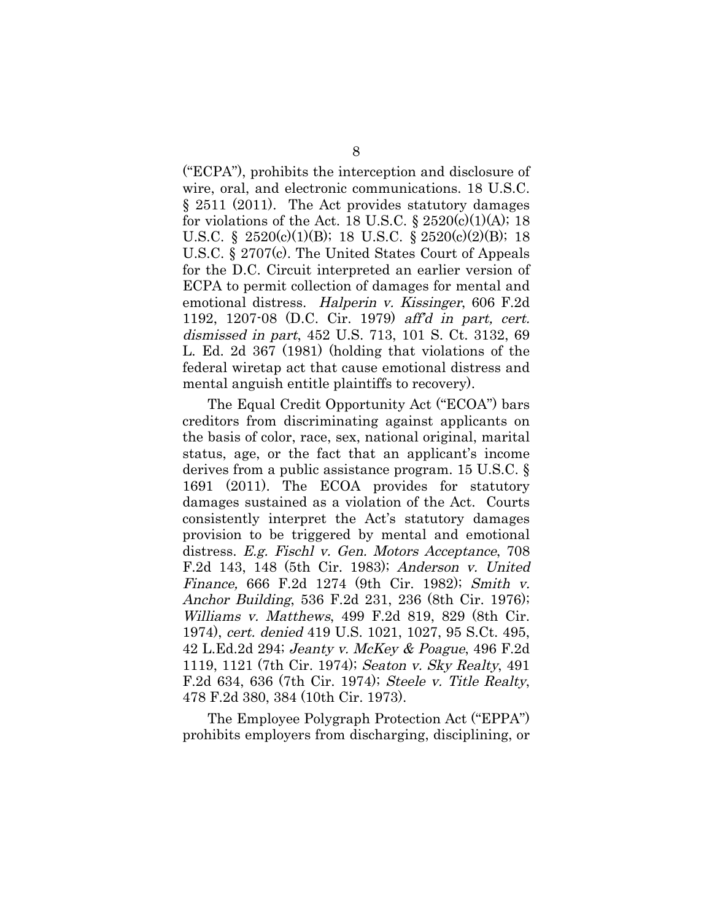("ECPA"), prohibits the interception and disclosure of wire, oral, and electronic communications. 18 U.S.C. § 2511 (2011). The Act provides statutory damages for violations of the Act. 18 U.S.C. § 2520(c)(1)(A); 18 U.S.C. § 2520(c)(1)(B); 18 U.S.C. § 2520(c)(2)(B); 18 U.S.C. § 2707(c). The United States Court of Appeals for the D.C. Circuit interpreted an earlier version of ECPA to permit collection of damages for mental and emotional distress. *Halperin v. Kissinger*, 606 F.2d 1192, 1207-08 (D.C. Cir. 1979) *aff'd in part, cert. dismissed in part*, 452 U.S. 713, 101 S. Ct. 3132, 69 L. Ed. 2d 367 (1981) (holding that violations of the federal wiretap act that cause emotional distress and mental anguish entitle plaintiffs to recovery).

The Equal Credit Opportunity Act ("ECOA") bars creditors from discriminating against applicants on the basis of color, race, sex, national original, marital status, age, or the fact that an applicant's income derives from a public assistance program. 15 U.S.C. § 1691 (2011). The ECOA provides for statutory damages sustained as a violation of the Act. Courts consistently interpret the Act's statutory damages provision to be triggered by mental and emotional distress. *E.g. Fischl v. Gen. Motors Acceptance*, 708 F.2d 143, 148 (5th Cir. 1983); *Anderson v. United Finance,* 666 F.2d 1274 (9th Cir. 1982); *Smith v. Anchor Building*, 536 F.2d 231, 236 (8th Cir. 1976); *Williams v. Matthews*, 499 F.2d 819, 829 (8th Cir. 1974), *cert. denied* 419 U.S. 1021, 1027, 95 S.Ct. 495, 42 L.Ed.2d 294; *Jeanty v. McKey & Poague*, 496 F.2d 1119, 1121 (7th Cir. 1974); *Seaton v. Sky Realty*, 491 F.2d 634, 636 (7th Cir. 1974); *Steele v. Title Realty*, 478 F.2d 380, 384 (10th Cir. 1973).

The Employee Polygraph Protection Act ("EPPA") prohibits employers from discharging, disciplining, or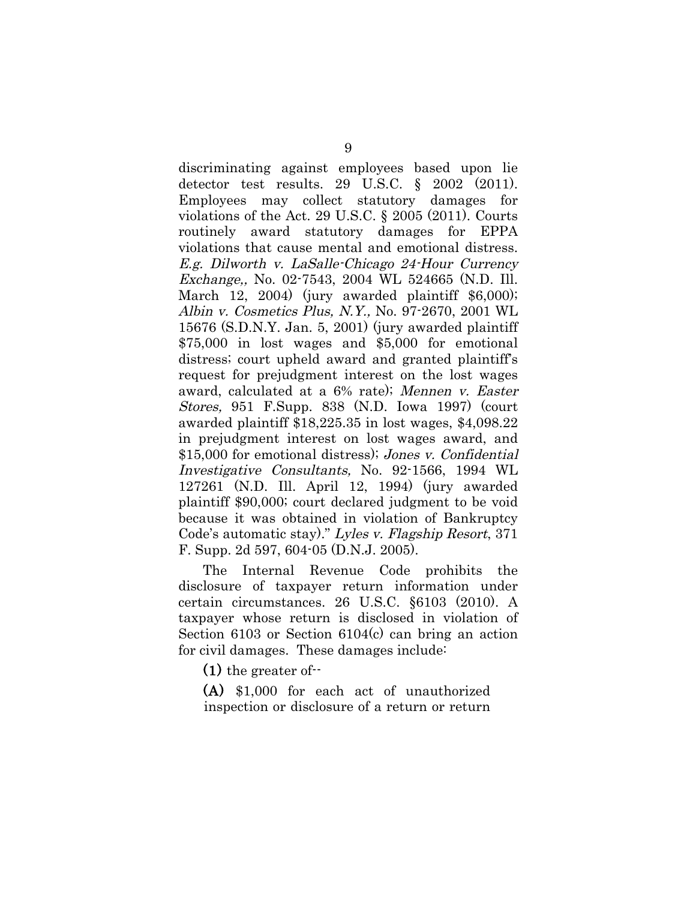discriminating against employees based upon lie detector test results. 29 U.S.C. § 2002 (2011). Employees may collect statutory damages for violations of the Act. 29 U.S.C. § 2005 (2011). Courts routinely award statutory damages for EPPA violations that cause mental and emotional distress. *E.g. Dilworth v. LaSalle-Chicago 24-Hour Currency Exchange,,* No. 02-7543, 2004 WL 524665 (N.D. Ill. March 12, 2004) (jury awarded plaintiff $6,000); *Albin v. Cosmetics Plus, N.Y.,* No. 97-2670, 2001 WL 15676 (S.D.N.Y. Jan. 5, 2001) (jury awarded plaintiff $75,000 in lost wages and $5,000 for emotional distress; court upheld award and granted plaintiff's request for prejudgment interest on the lost wages award, calculated at a 6% rate); *Mennen v. Easter Stores,* 951 F.Supp. 838 (N.D. Iowa 1997) (court awarded plaintiff $18,225.35 in lost wages, $4,098.22 in prejudgment interest on lost wages award, and $15,000 for emotional distress); *Jones v. Confidential Investigative Consultants,* No. 92-1566, 1994 WL 127261 (N.D. Ill. April 12, 1994) (jury awarded plaintiff $90,000; court declared judgment to be void because it was obtained in violation of Bankruptcy Code's automatic stay)." *Lyles v. Flagship Resort*, 371 F. Supp. 2d 597, 604-05 (D.N.J. 2005).

The Internal Revenue Code prohibits the disclosure of taxpayer return information under certain circumstances. 26 U.S.C. §6103 (2010). A taxpayer whose return is disclosed in violation of Section 6103 or Section 6104(c) can bring an action for civil damages. These damages include:

> **(1)** the greater of--
>
> **(A)** $1,000 for each act of unauthorized inspection or disclosure of a return or return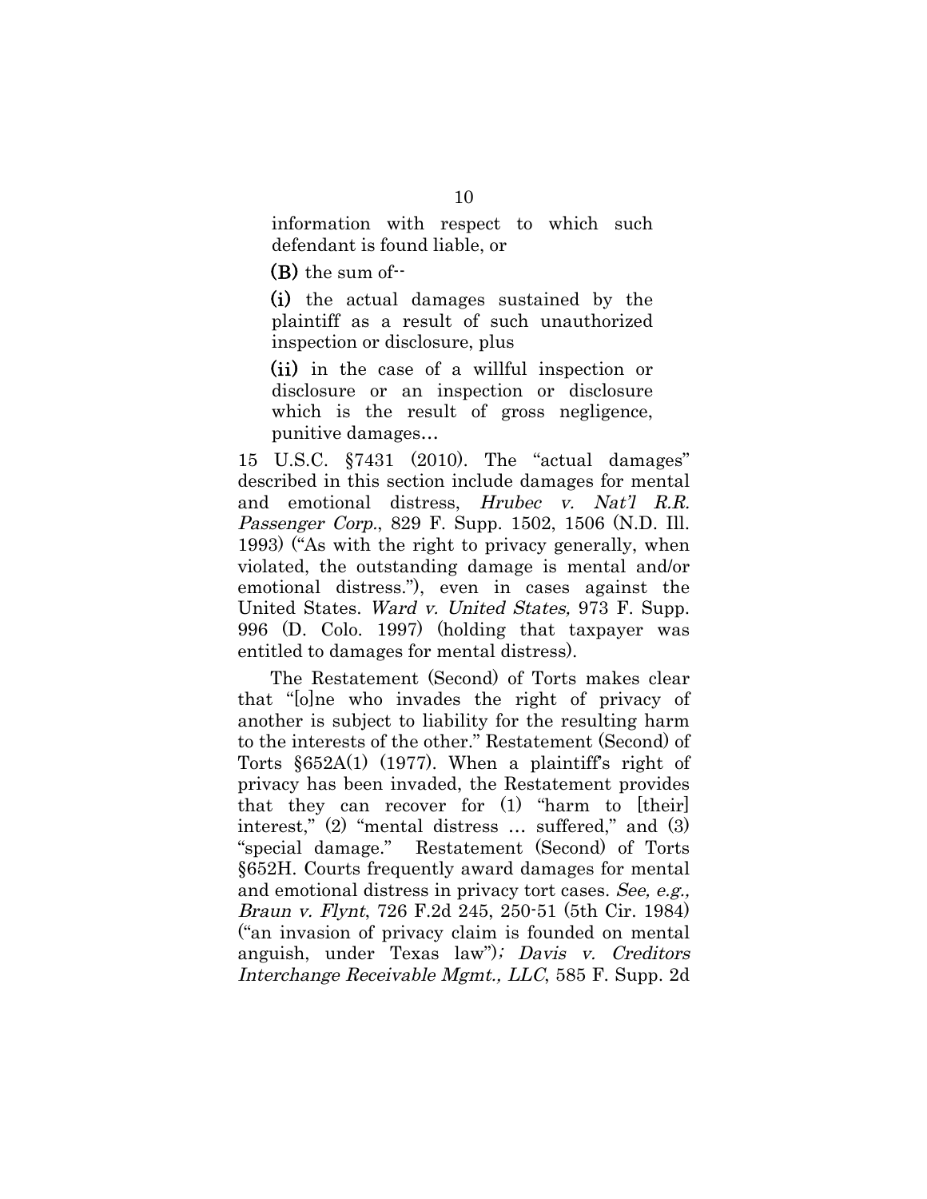information with respect to which such defendant is found liable, or

**(B)** the sum of--

**(i)** the actual damages sustained by the plaintiff as a result of such unauthorized inspection or disclosure, plus

**(ii)** in the case of a willful inspection or disclosure or an inspection or disclosure which is the result of gross negligence, punitive damages…

15 U.S.C. §7431 (2010). The "actual damages" described in this section include damages for mental and emotional distress, *Hrubec v. Nat'l R.R. Passenger Corp.*, 829 F. Supp. 1502, 1506 (N.D. Ill. 1993) ("As with the right to privacy generally, when violated, the outstanding damage is mental and/or emotional distress."), even in cases against the United States. *Ward v. United States,* 973 F. Supp. 996 (D. Colo. 1997) (holding that taxpayer was entitled to damages for mental distress).

The Restatement (Second) of Torts makes clear that "[o]ne who invades the right of privacy of another is subject to liability for the resulting harm to the interests of the other." Restatement (Second) of Torts §652A(1) (1977). When a plaintiff's right of privacy has been invaded, the Restatement provides that they can recover for (1) "harm to [their] interest," (2) "mental distress … suffered," and (3) "special damage." Restatement (Second) of Torts §652H. Courts frequently award damages for mental and emotional distress in privacy tort cases. *See, e.g., Braun v. Flynt*, 726 F.2d 245, 250-51 (5th Cir. 1984) ("an invasion of privacy claim is founded on mental anguish, under Texas law")*; Davis v. Creditors Interchange Receivable Mgmt., LLC*, 585 F. Supp. 2d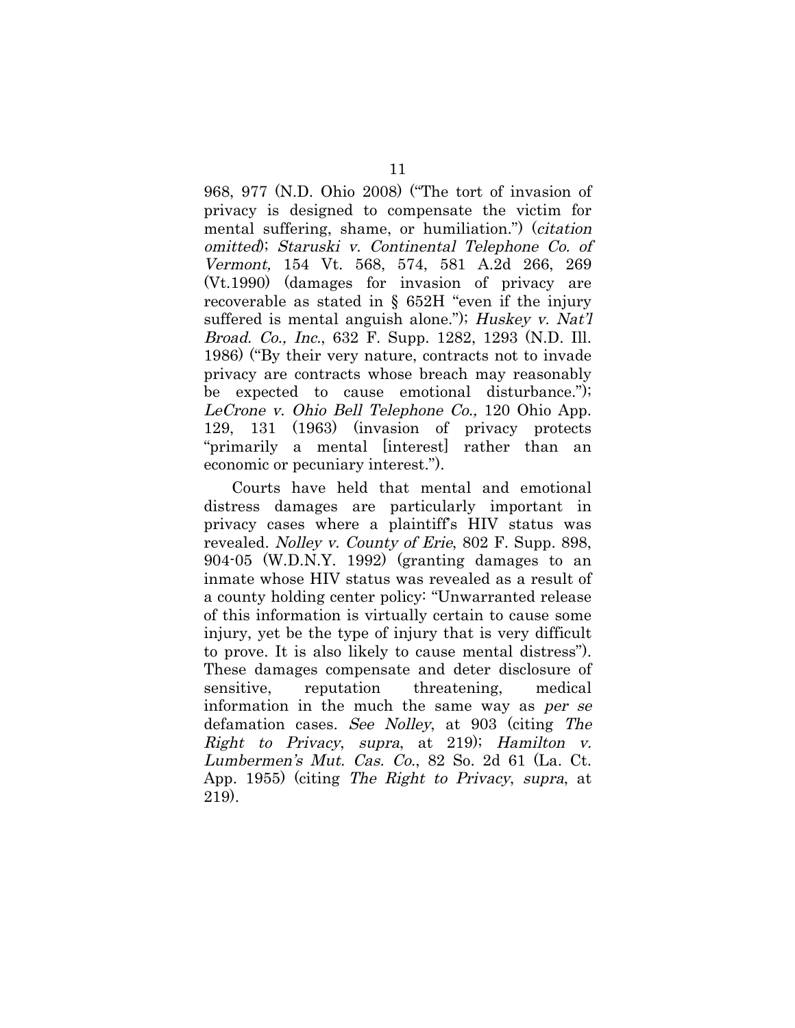968, 977 (N.D. Ohio 2008) ("The tort of invasion of privacy is designed to compensate the victim for mental suffering, shame, or humiliation.") (*citation omitted*); *Staruski v. Continental Telephone Co. of Vermont,* 154 Vt. 568, 574, 581 A.2d 266, 269 (Vt.1990) (damages for invasion of privacy are recoverable as stated in § 652H "even if the injury suffered is mental anguish alone."); *Huskey v. Nat'l Broad. Co., Inc.*, 632 F. Supp. 1282, 1293 (N.D. Ill. 1986) ("By their very nature, contracts not to invade privacy are contracts whose breach may reasonably be expected to cause emotional disturbance."); *LeCrone v. Ohio Bell Telephone Co.,* 120 Ohio App. 129, 131 (1963) (invasion of privacy protects "primarily a mental [interest] rather than an economic or pecuniary interest.").

Courts have held that mental and emotional distress damages are particularly important in privacy cases where a plaintiff's HIV status was revealed. *Nolley v. County of Erie*, 802 F. Supp. 898, 904-05 (W.D.N.Y. 1992) (granting damages to an inmate whose HIV status was revealed as a result of a county holding center policy: "Unwarranted release of this information is virtually certain to cause some injury, yet be the type of injury that is very difficult to prove. It is also likely to cause mental distress"). These damages compensate and deter disclosure of sensitive, reputation threatening, medical information in the much the same way as *per se* defamation cases. *See Nolley*, at 903 (citing *The Right to Privacy*, *supra*, at 219); *Hamilton v. Lumbermen's Mut. Cas. Co.*, 82 So. 2d 61 (La. Ct. App. 1955) (citing *The Right to Privacy*, *supra*, at 219).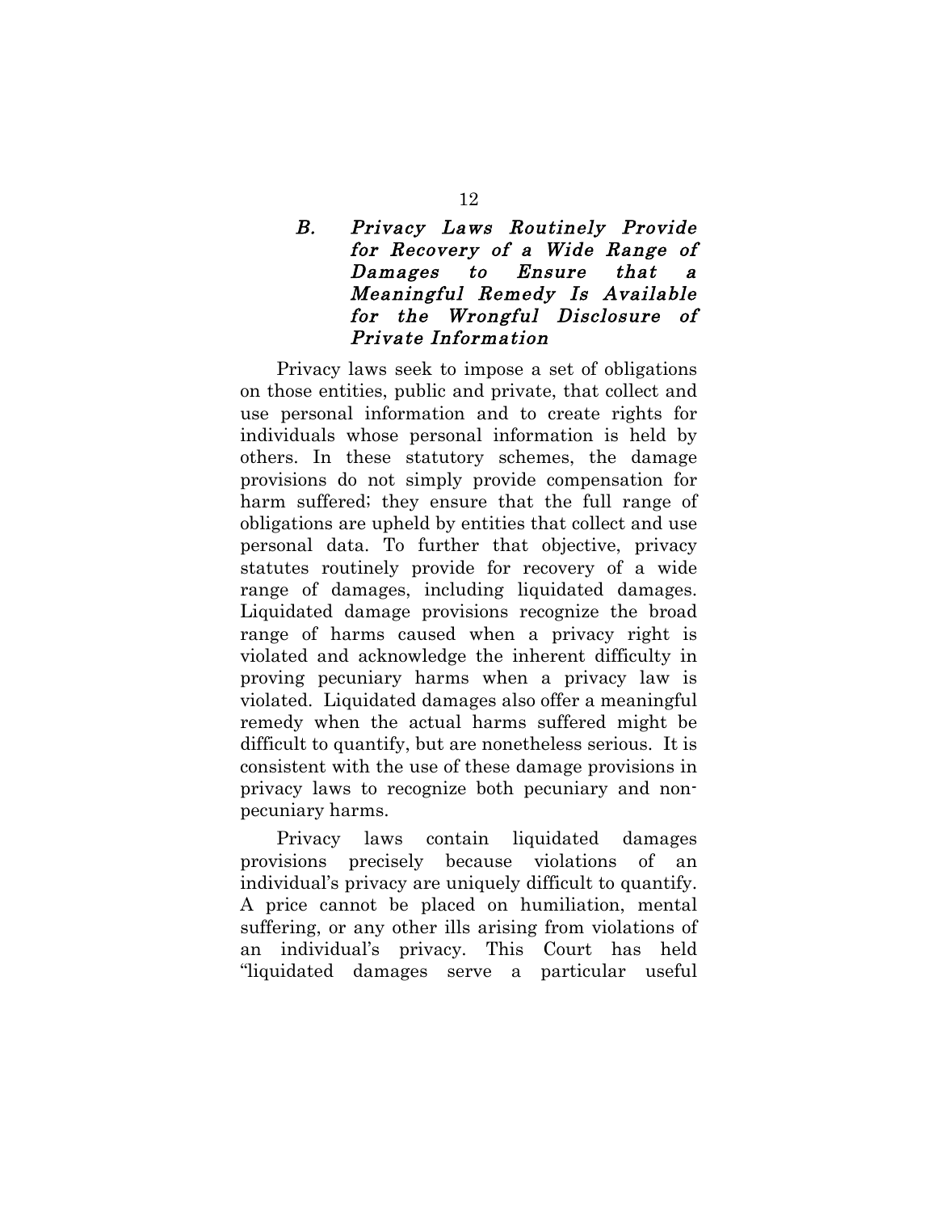### *B. Privacy Laws Routinely Provide for Recovery of a Wide Range of Damages to Ensure that a Meaningful Remedy Is Available for the Wrongful Disclosure of Private Information*

Privacy laws seek to impose a set of obligations on those entities, public and private, that collect and use personal information and to create rights for individuals whose personal information is held by others. In these statutory schemes, the damage provisions do not simply provide compensation for harm suffered; they ensure that the full range of obligations are upheld by entities that collect and use personal data. To further that objective, privacy statutes routinely provide for recovery of a wide range of damages, including liquidated damages. Liquidated damage provisions recognize the broad range of harms caused when a privacy right is violated and acknowledge the inherent difficulty in proving pecuniary harms when a privacy law is violated. Liquidated damages also offer a meaningful remedy when the actual harms suffered might be difficult to quantify, but are nonetheless serious. It is consistent with the use of these damage provisions in privacy laws to recognize both pecuniary and non-pecuniary harms.

Privacy laws contain liquidated damages provisions precisely because violations of an individual's privacy are uniquely difficult to quantify. A price cannot be placed on humiliation, mental suffering, or any other ills arising from violations of an individual's privacy. This Court has held "liquidated damages serve a particular useful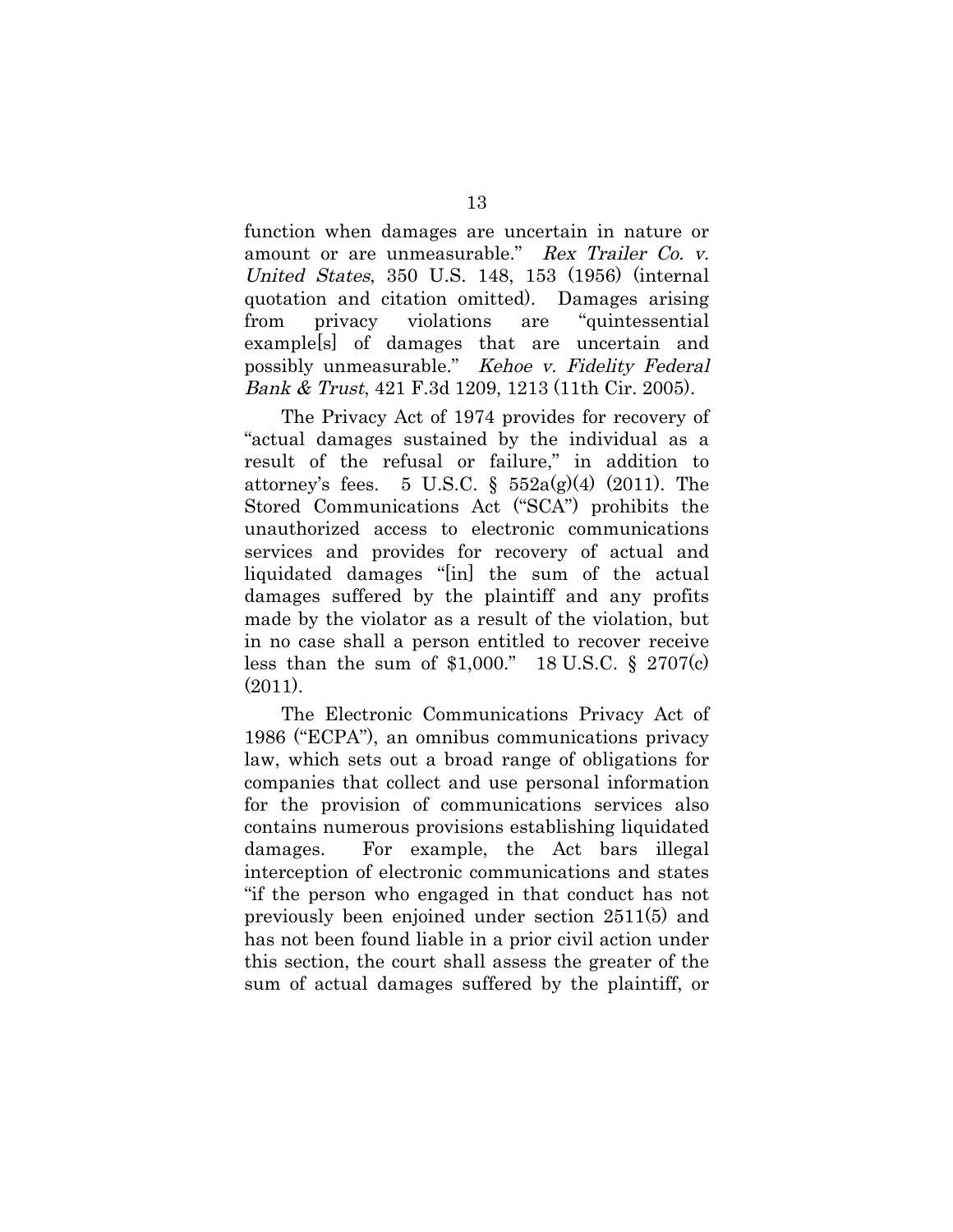function when damages are uncertain in nature or amount or are unmeasurable." *Rex Trailer Co. v. United States*, 350 U.S. 148, 153 (1956) (internal quotation and citation omitted). Damages arising from privacy violations are "quintessential example[s] of damages that are uncertain and possibly unmeasurable." *Kehoe v. Fidelity Federal Bank & Trust*, 421 F.3d 1209, 1213 (11th Cir. 2005).

The Privacy Act of 1974 provides for recovery of "actual damages sustained by the individual as a result of the refusal or failure," in addition to attorney's fees. 5 U.S.C. § 552a(g)(4) (2011). The Stored Communications Act ("SCA") prohibits the unauthorized access to electronic communications services and provides for recovery of actual and liquidated damages "[in] the sum of the actual damages suffered by the plaintiff and any profits made by the violator as a result of the violation, but in no case shall a person entitled to recover receive less than the sum of $1,000." 18 U.S.C. § 2707(c) (2011).

The Electronic Communications Privacy Act of 1986 ("ECPA"), an omnibus communications privacy law, which sets out a broad range of obligations for companies that collect and use personal information for the provision of communications services also contains numerous provisions establishing liquidated damages. For example, the Act bars illegal interception of electronic communications and states "if the person who engaged in that conduct has not previously been enjoined under section 2511(5) and has not been found liable in a prior civil action under this section, the court shall assess the greater of the sum of actual damages suffered by the plaintiff, or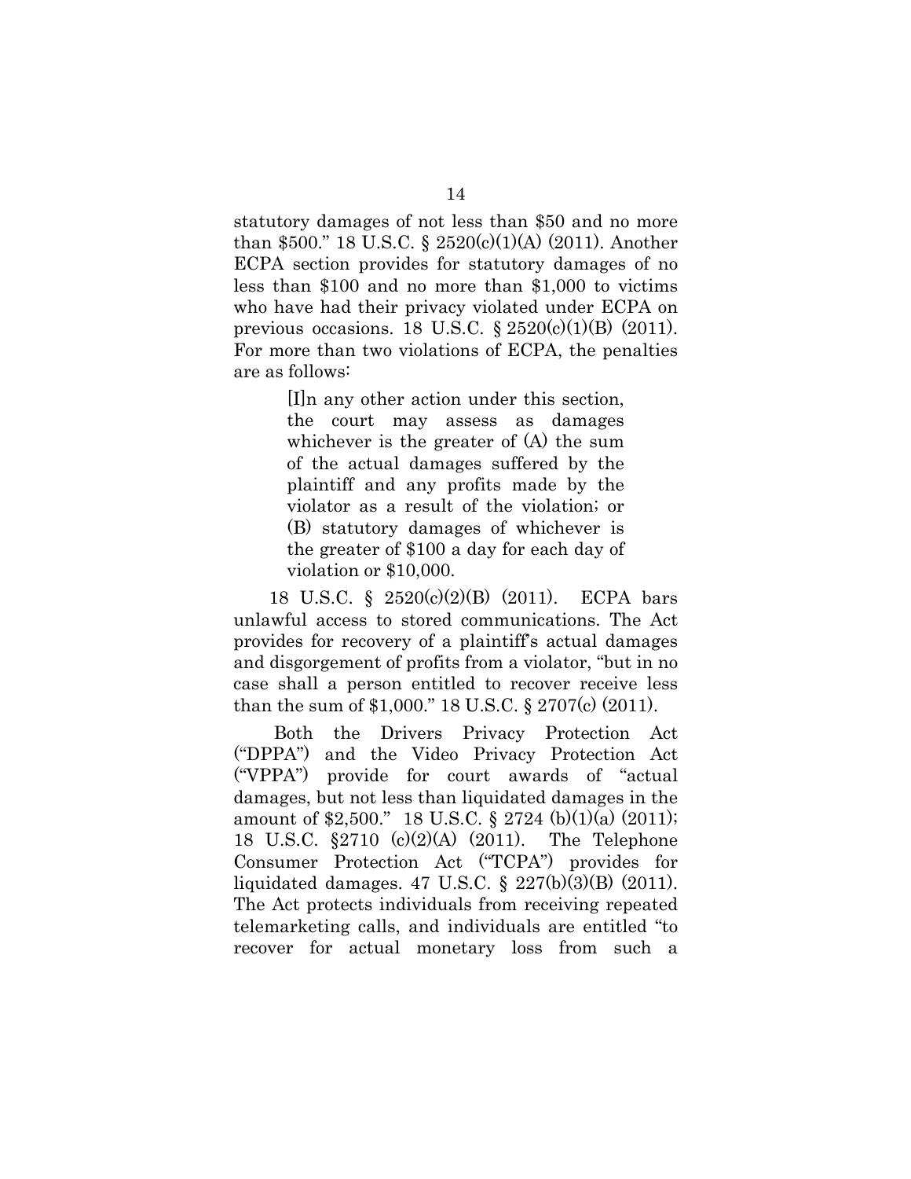statutory damages of not less than $50 and no more than $500." 18 U.S.C. § 2520(c)(1)(A) (2011). Another ECPA section provides for statutory damages of no less than $100 and no more than $1,000 to victims who have had their privacy violated under ECPA on previous occasions. 18 U.S.C. § 2520(c)(1)(B) (2011). For more than two violations of ECPA, the penalties are as follows:

> [I]n any other action under this section, the court may assess as damages whichever is the greater of (A) the sum of the actual damages suffered by the plaintiff and any profits made by the violator as a result of the violation; or (B) statutory damages of whichever is the greater of $100 a day for each day of violation or $10,000.

18 U.S.C. § 2520(c)(2)(B) (2011). ECPA bars unlawful access to stored communications. The Act provides for recovery of a plaintiff's actual damages and disgorgement of profits from a violator, "but in no case shall a person entitled to recover receive less than the sum of $1,000." 18 U.S.C. § 2707(c) (2011).

Both the Drivers Privacy Protection Act ("DPPA") and the Video Privacy Protection Act ("VPPA") provide for court awards of "actual damages, but not less than liquidated damages in the amount of $2,500." 18 U.S.C. § 2724 (b)(1)(a) (2011); 18 U.S.C. §2710 (c)(2)(A) (2011). The Telephone Consumer Protection Act ("TCPA") provides for liquidated damages. 47 U.S.C. § 227(b)(3)(B) (2011). The Act protects individuals from receiving repeated telemarketing calls, and individuals are entitled "to recover for actual monetary loss from such a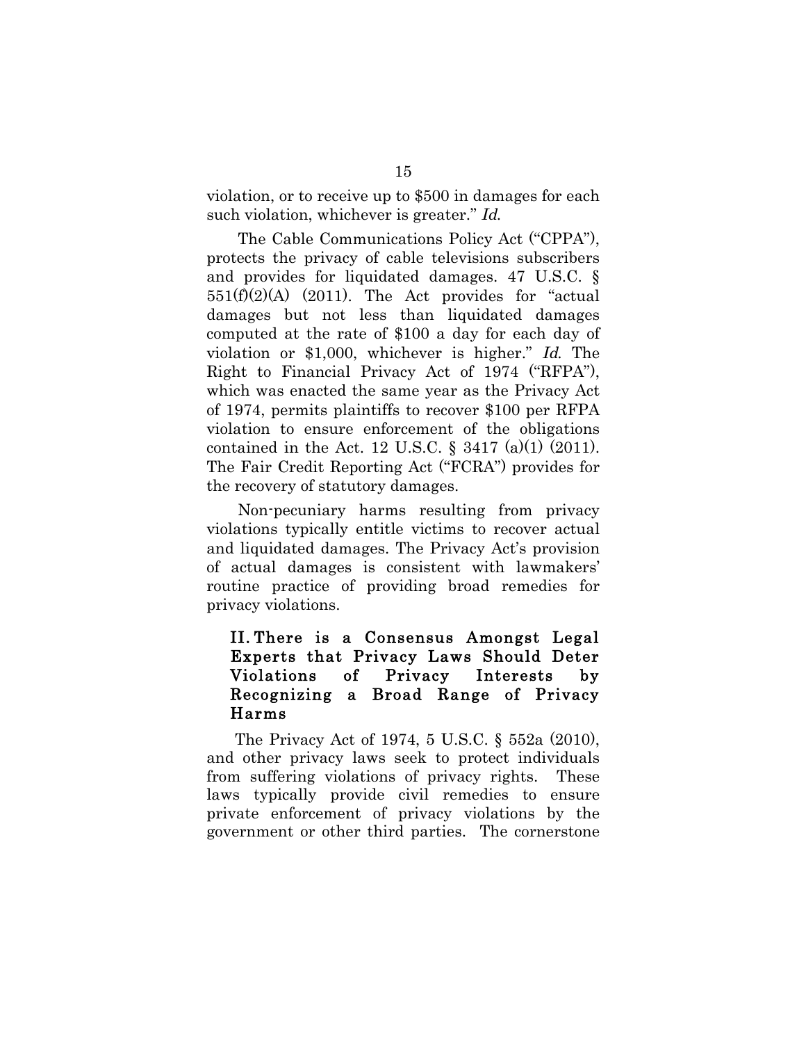violation, or to receive up to $500 in damages for each such violation, whichever is greater." *Id.*

The Cable Communications Policy Act ("CPPA"), protects the privacy of cable televisions subscribers and provides for liquidated damages. 47 U.S.C. § 551(f)(2)(A) (2011). The Act provides for "actual damages but not less than liquidated damages computed at the rate of $100 a day for each day of violation or $1,000, whichever is higher." *Id.* The Right to Financial Privacy Act of 1974 ("RFPA"), which was enacted the same year as the Privacy Act of 1974, permits plaintiffs to recover $100 per RFPA violation to ensure enforcement of the obligations contained in the Act. 12 U.S.C. § 3417 (a)(1) (2011). The Fair Credit Reporting Act ("FCRA") provides for the recovery of statutory damages.

Non-pecuniary harms resulting from privacy violations typically entitle victims to recover actual and liquidated damages. The Privacy Act's provision of actual damages is consistent with lawmakers' routine practice of providing broad remedies for privacy violations.

## II. There is a Consensus Amongst Legal Experts that Privacy Laws Should Deter Violations of Privacy Interests by Recognizing a Broad Range of Privacy Harms

The Privacy Act of 1974, 5 U.S.C. § 552a (2010), and other privacy laws seek to protect individuals from suffering violations of privacy rights. These laws typically provide civil remedies to ensure private enforcement of privacy violations by the government or other third parties. The cornerstone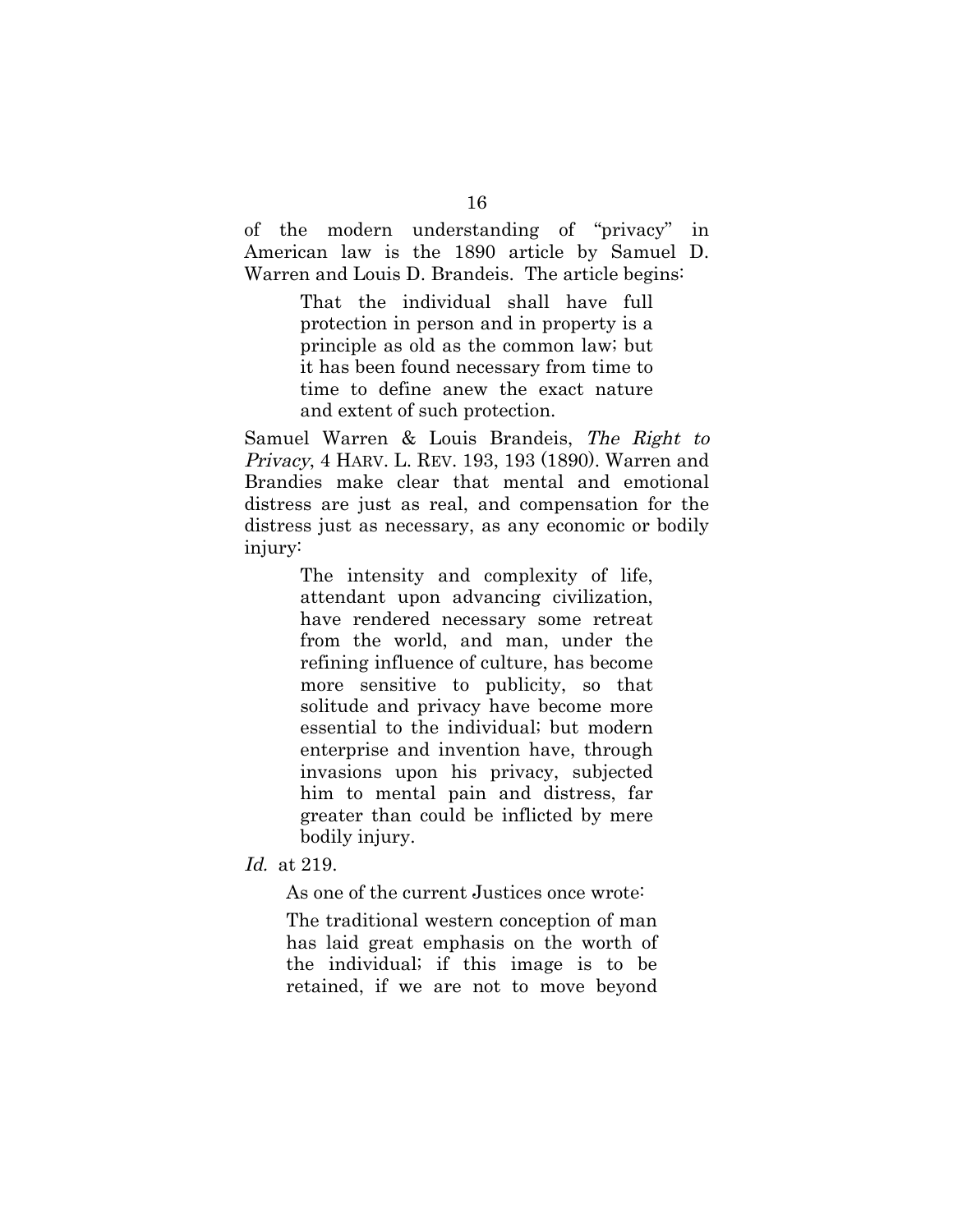of the modern understanding of "privacy" in American law is the 1890 article by Samuel D. Warren and Louis D. Brandeis. The article begins:

> That the individual shall have full protection in person and in property is a principle as old as the common law; but it has been found necessary from time to time to define anew the exact nature and extent of such protection.

Samuel Warren & Louis Brandeis, *The Right to Privacy*, 4 HARV. L. REV. 193, 193 (1890). Warren and Brandies make clear that mental and emotional distress are just as real, and compensation for the distress just as necessary, as any economic or bodily injury:

> The intensity and complexity of life, attendant upon advancing civilization, have rendered necessary some retreat from the world, and man, under the refining influence of culture, has become more sensitive to publicity, so that solitude and privacy have become more essential to the individual; but modern enterprise and invention have, through invasions upon his privacy, subjected him to mental pain and distress, far greater than could be inflicted by mere bodily injury.

*Id.* at 219.

As one of the current Justices once wrote:

> The traditional western conception of man has laid great emphasis on the worth of the individual; if this image is to be retained, if we are not to move beyond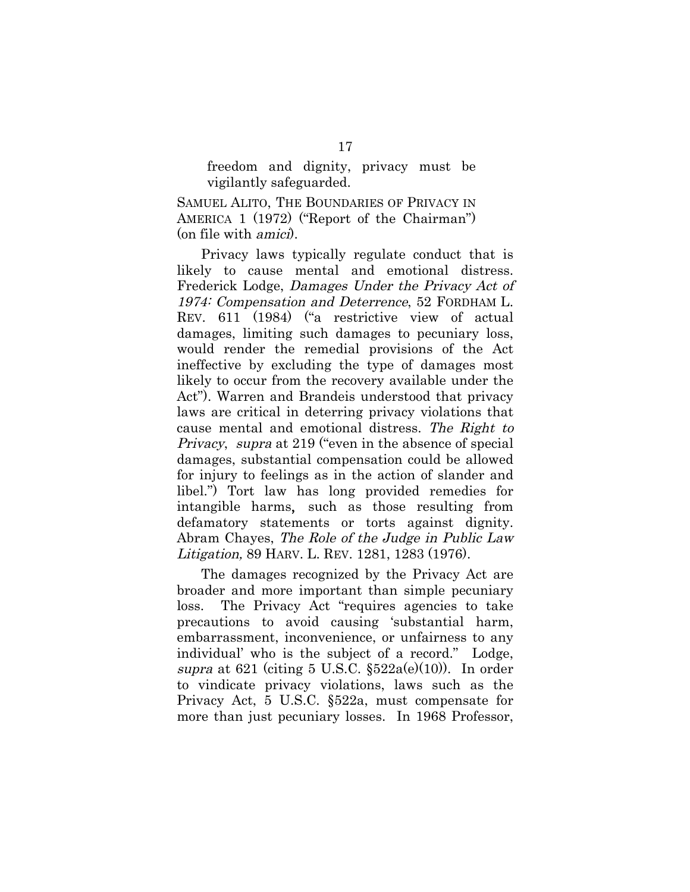> freedom and dignity, privacy must be vigilantly safeguarded.

SAMUEL ALITO, THE BOUNDARIES OF PRIVACY IN AMERICA 1 (1972) ("Report of the Chairman") (on file with *amici*).

Privacy laws typically regulate conduct that is likely to cause mental and emotional distress. Frederick Lodge, *Damages Under the Privacy Act of 1974: Compensation and Deterrence*, 52 FORDHAM L. REV. 611 (1984) ("a restrictive view of actual damages, limiting such damages to pecuniary loss, would render the remedial provisions of the Act ineffective by excluding the type of damages most likely to occur from the recovery available under the Act"). Warren and Brandeis understood that privacy laws are critical in deterring privacy violations that cause mental and emotional distress. *The Right to Privacy*, *supra* at 219 ("even in the absence of special damages, substantial compensation could be allowed for injury to feelings as in the action of slander and libel.") Tort law has long provided remedies for intangible harms, such as those resulting from defamatory statements or torts against dignity. Abram Chayes, *The Role of the Judge in Public Law Litigation,* 89 HARV. L. REV. 1281, 1283 (1976).

The damages recognized by the Privacy Act are broader and more important than simple pecuniary loss. The Privacy Act "requires agencies to take precautions to avoid causing 'substantial harm, embarrassment, inconvenience, or unfairness to any individual' who is the subject of a record." Lodge, *supra* at 621 (citing 5 U.S.C. §522a(e)(10)). In order to vindicate privacy violations, laws such as the Privacy Act, 5 U.S.C. §522a, must compensate for more than just pecuniary losses. In 1968 Professor,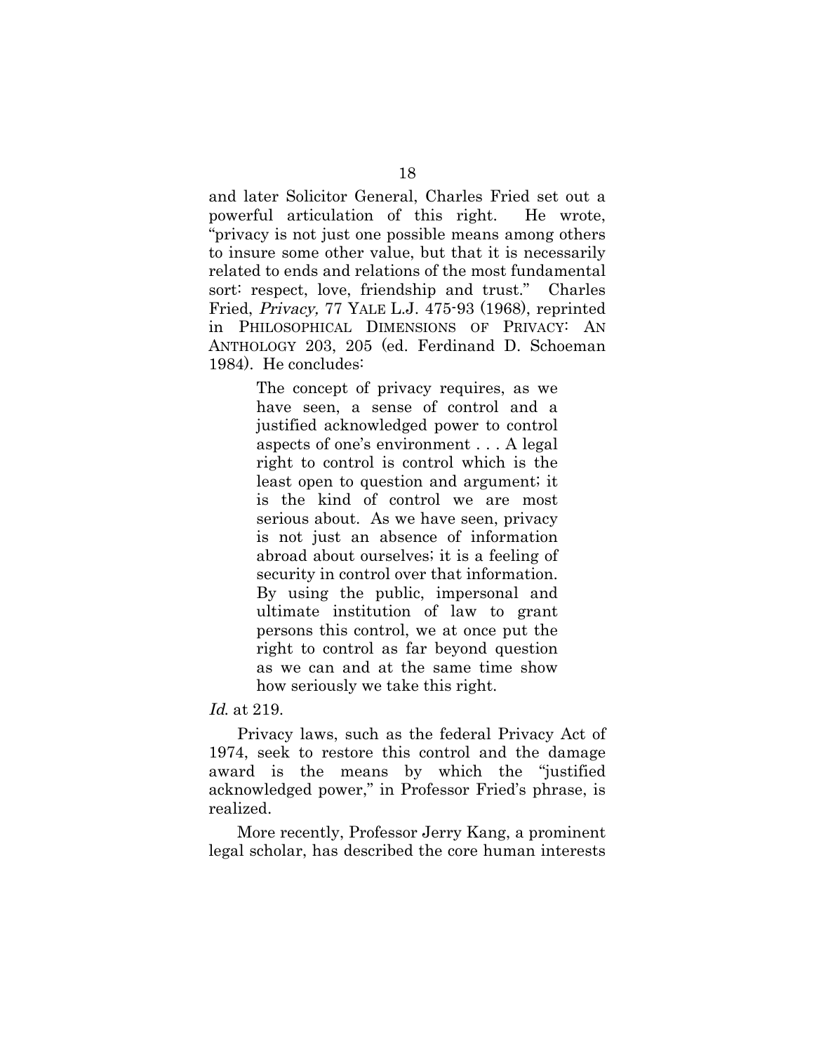and later Solicitor General, Charles Fried set out a powerful articulation of this right. He wrote, "privacy is not just one possible means among others to insure some other value, but that it is necessarily related to ends and relations of the most fundamental sort: respect, love, friendship and trust." Charles Fried, *Privacy,* 77 YALE L.J. 475-93 (1968), reprinted in PHILOSOPHICAL DIMENSIONS OF PRIVACY: AN ANTHOLOGY 203, 205 (ed. Ferdinand D. Schoeman 1984). He concludes:

> The concept of privacy requires, as we have seen, a sense of control and a justified acknowledged power to control aspects of one's environment . . . A legal right to control is control which is the least open to question and argument; it is the kind of control we are most serious about. As we have seen, privacy is not just an absence of information abroad about ourselves; it is a feeling of security in control over that information. By using the public, impersonal and ultimate institution of law to grant persons this control, we at once put the right to control as far beyond question as we can and at the same time show how seriously we take this right.

*Id.* at 219.

Privacy laws, such as the federal Privacy Act of 1974, seek to restore this control and the damage award is the means by which the "justified acknowledged power," in Professor Fried's phrase, is realized.

More recently, Professor Jerry Kang, a prominent legal scholar, has described the core human interests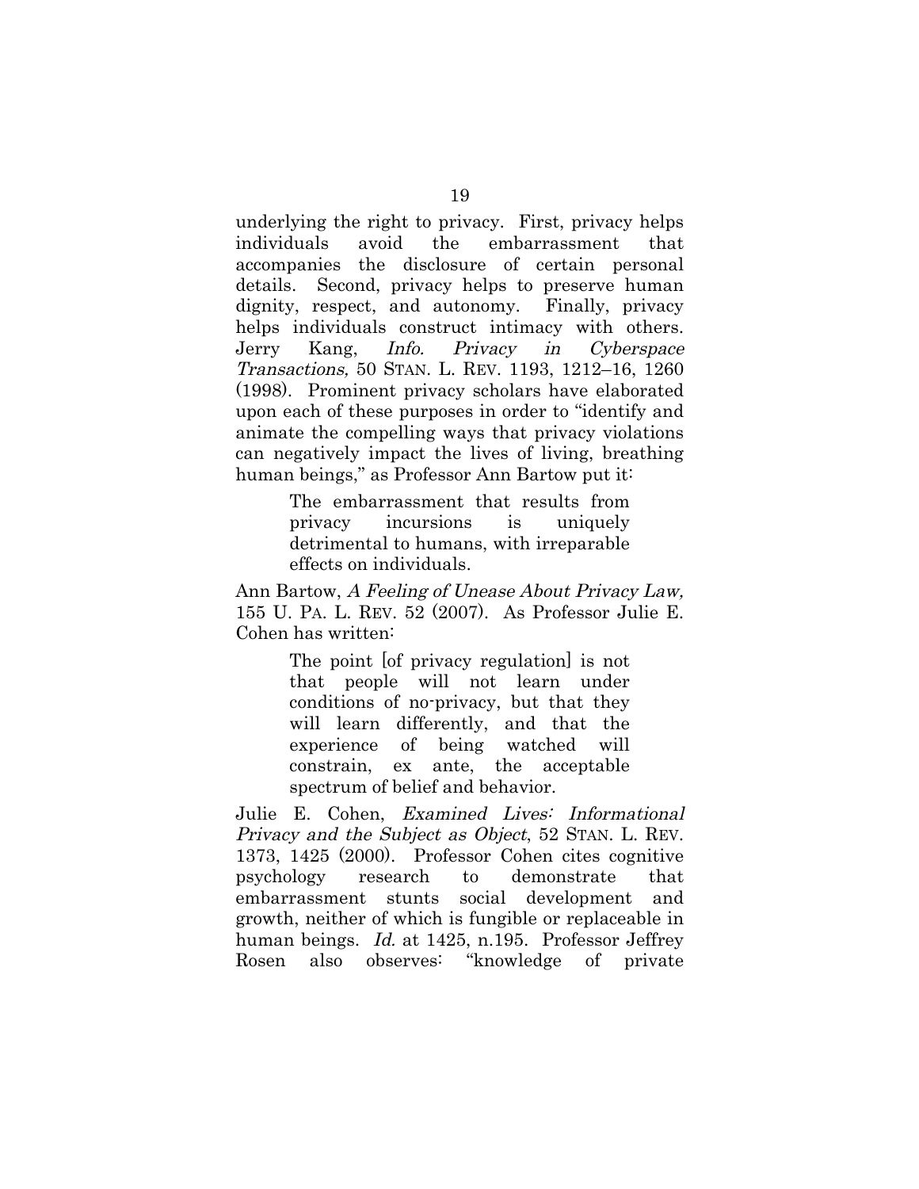underlying the right to privacy. First, privacy helps individuals avoid the embarrassment that accompanies the disclosure of certain personal details. Second, privacy helps to preserve human dignity, respect, and autonomy. Finally, privacy helps individuals construct intimacy with others. Jerry Kang, *Info. Privacy in Cyberspace Transactions,* 50 STAN. L. REV. 1193, 1212–16, 1260 (1998). Prominent privacy scholars have elaborated upon each of these purposes in order to "identify and animate the compelling ways that privacy violations can negatively impact the lives of living, breathing human beings," as Professor Ann Bartow put it:

> The embarrassment that results from privacy incursions is uniquely detrimental to humans, with irreparable effects on individuals.

Ann Bartow, *A Feeling of Unease About Privacy Law,* 155 U. PA. L. REV. 52 (2007). As Professor Julie E. Cohen has written:

> The point [of privacy regulation] is not that people will not learn under conditions of no-privacy, but that they will learn differently, and that the experience of being watched will constrain, ex ante, the acceptable spectrum of belief and behavior.

Julie E. Cohen, *Examined Lives: Informational Privacy and the Subject as Object*, 52 STAN. L. REV. 1373, 1425 (2000). Professor Cohen cites cognitive psychology research to demonstrate that embarrassment stunts social development and growth, neither of which is fungible or replaceable in human beings. *Id.* at 1425, n.195. Professor Jeffrey Rosen also observes: "knowledge of private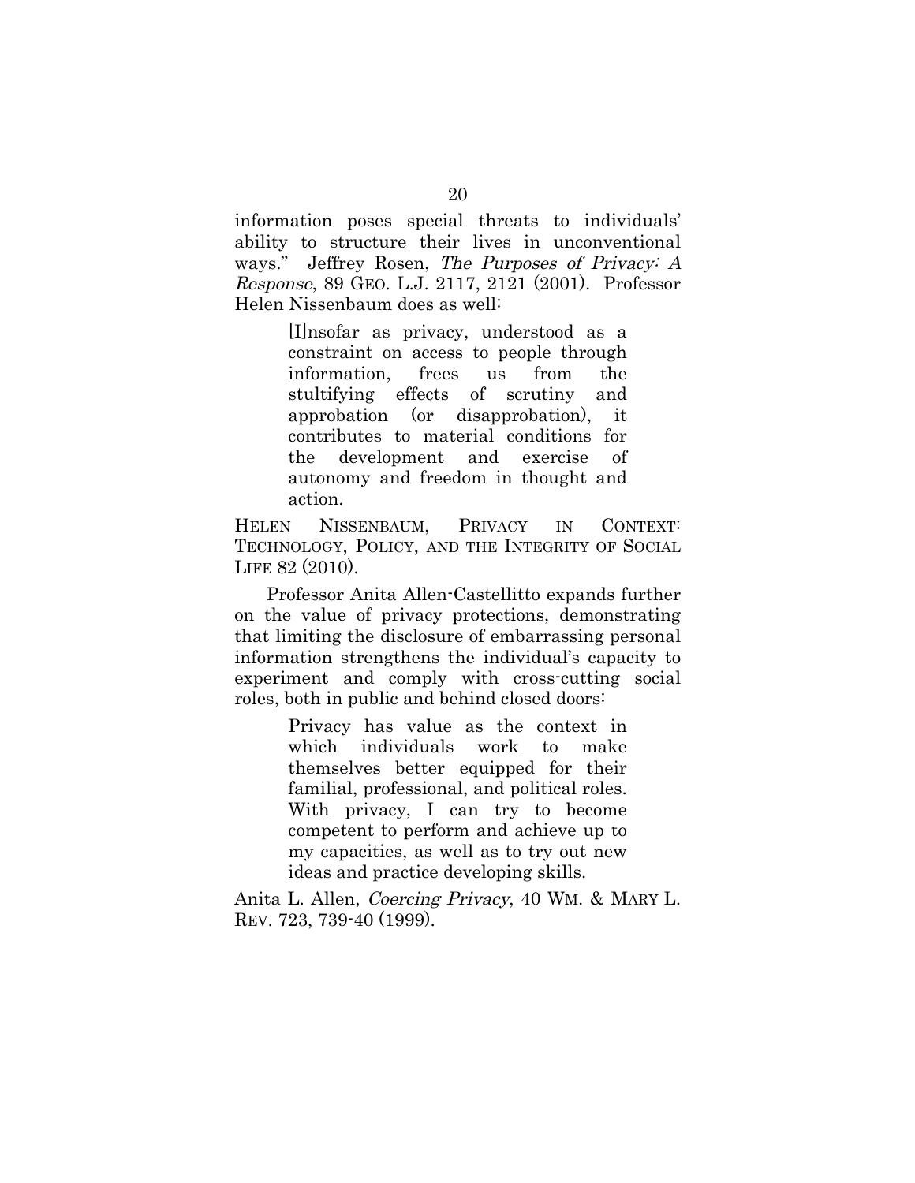information poses special threats to individuals' ability to structure their lives in unconventional ways." Jeffrey Rosen, *The Purposes of Privacy: A Response*, 89 GEO. L.J. 2117, 2121 (2001). Professor Helen Nissenbaum does as well:

> [I]nsofar as privacy, understood as a constraint on access to people through information, frees us from the stultifying effects of scrutiny and approbation (or disapprobation), it contributes to material conditions for the development and exercise of autonomy and freedom in thought and action.

HELEN NISSENBAUM, PRIVACY IN CONTEXT: TECHNOLOGY, POLICY, AND THE INTEGRITY OF SOCIAL LIFE 82 (2010).

Professor Anita Allen-Castellitto expands further on the value of privacy protections, demonstrating that limiting the disclosure of embarrassing personal information strengthens the individual's capacity to experiment and comply with cross-cutting social roles, both in public and behind closed doors:

> Privacy has value as the context in which individuals work to make themselves better equipped for their familial, professional, and political roles. With privacy, I can try to become competent to perform and achieve up to my capacities, as well as to try out new ideas and practice developing skills.

Anita L. Allen, *Coercing Privacy*, 40 WM. & MARY L. REV. 723, 739-40 (1999).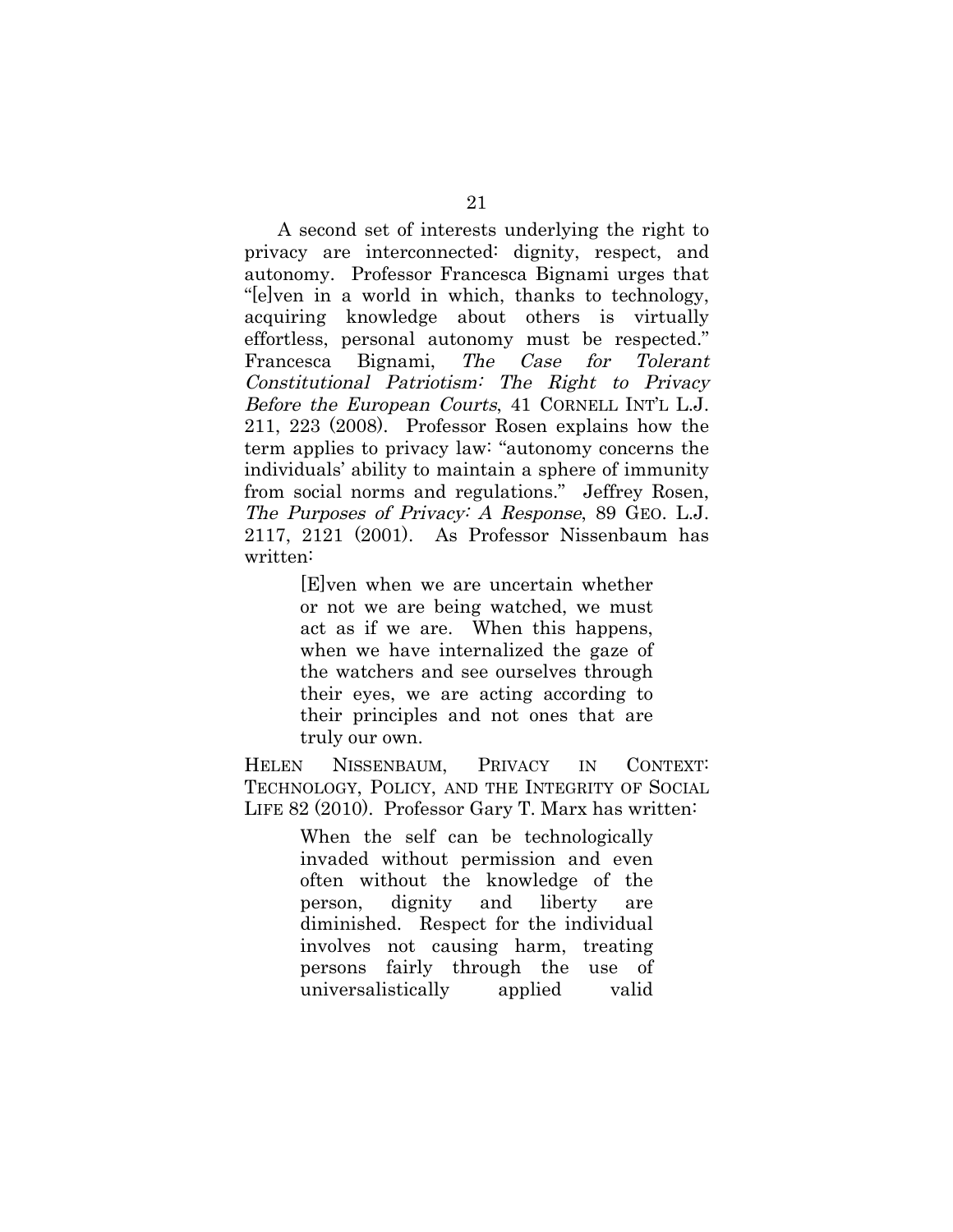A second set of interests underlying the right to privacy are interconnected: dignity, respect, and autonomy. Professor Francesca Bignami urges that "[e]ven in a world in which, thanks to technology, acquiring knowledge about others is virtually effortless, personal autonomy must be respected." Francesca Bignami, *The Case for Tolerant Constitutional Patriotism: The Right to Privacy Before the European Courts*, 41 CORNELL INT'L L.J. 211, 223 (2008). Professor Rosen explains how the term applies to privacy law: "autonomy concerns the individuals' ability to maintain a sphere of immunity from social norms and regulations." Jeffrey Rosen, *The Purposes of Privacy: A Response*, 89 GEO. L.J. 2117, 2121 (2001). As Professor Nissenbaum has written:

> [E]ven when we are uncertain whether or not we are being watched, we must act as if we are. When this happens, when we have internalized the gaze of the watchers and see ourselves through their eyes, we are acting according to their principles and not ones that are truly our own.

HELEN NISSENBAUM, PRIVACY IN CONTEXT: TECHNOLOGY, POLICY, AND THE INTEGRITY OF SOCIAL LIFE 82 (2010). Professor Gary T. Marx has written:

> When the self can be technologically invaded without permission and even often without the knowledge of the person, dignity and liberty are diminished. Respect for the individual involves not causing harm, treating persons fairly through the use of universalistically applied valid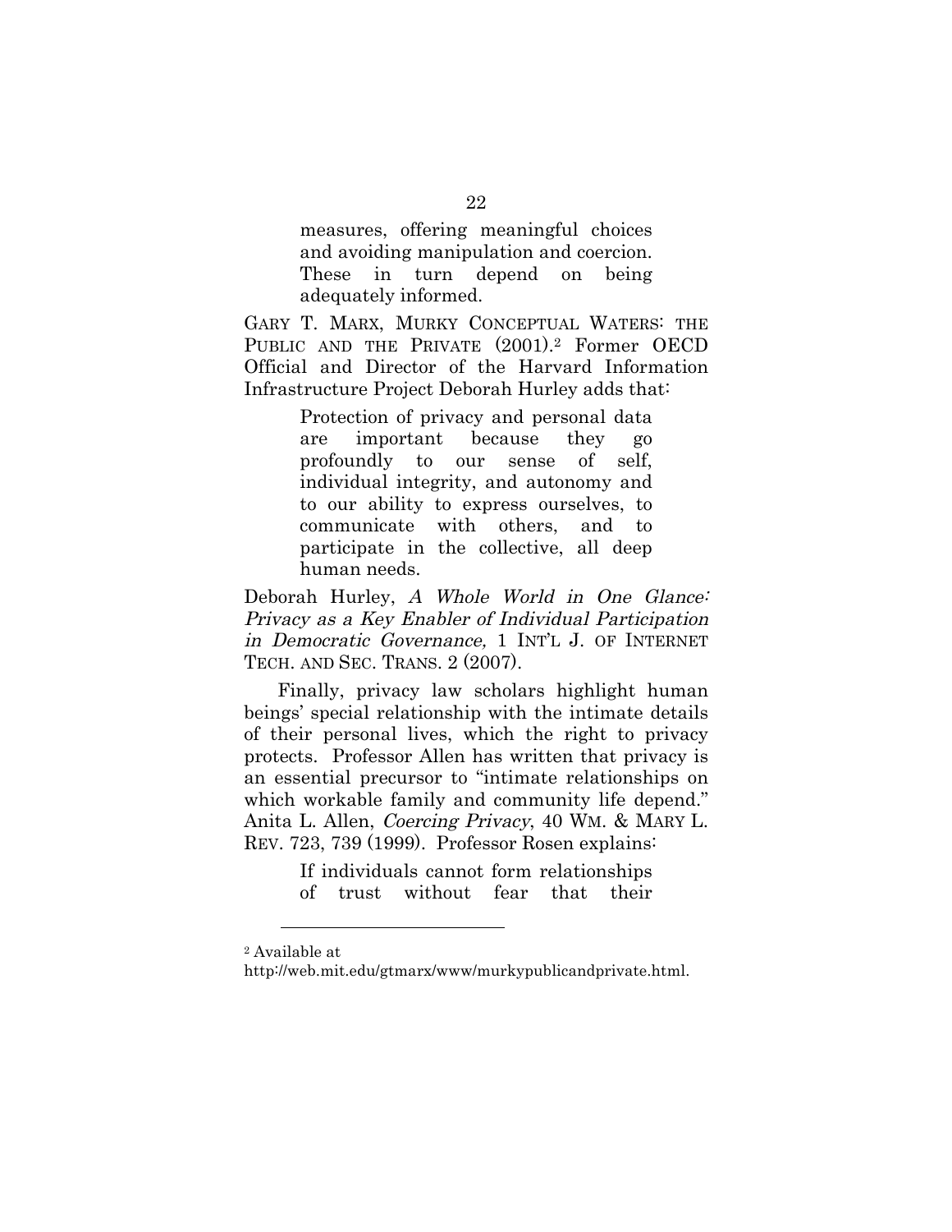> measures, offering meaningful choices and avoiding manipulation and coercion. These in turn depend on being adequately informed.

GARY T. MARX, MURKY CONCEPTUAL WATERS: THE PUBLIC AND THE PRIVATE (2001).[2] Former OECD Official and Director of the Harvard Information Infrastructure Project Deborah Hurley adds that:

> Protection of privacy and personal data are important because they go profoundly to our sense of self, individual integrity, and autonomy and to our ability to express ourselves, to communicate with others, and to participate in the collective, all deep human needs.

Deborah Hurley, *A Whole World in One Glance: Privacy as a Key Enabler of Individual Participation in Democratic Governance,* 1 INT'L J. OF INTERNET TECH. AND SEC. TRANS. 2 (2007).

Finally, privacy law scholars highlight human beings' special relationship with the intimate details of their personal lives, which the right to privacy protects. Professor Allen has written that privacy is an essential precursor to "intimate relationships on which workable family and community life depend." Anita L. Allen, *Coercing Privacy*, 40 WM. & MARY L. REV. 723, 739 (1999). Professor Rosen explains:

> If individuals cannot form relationships of trust without fear that their

---

[2] Available at http://web.mit.edu/gtmarx/www/murkypublicandprivate.html.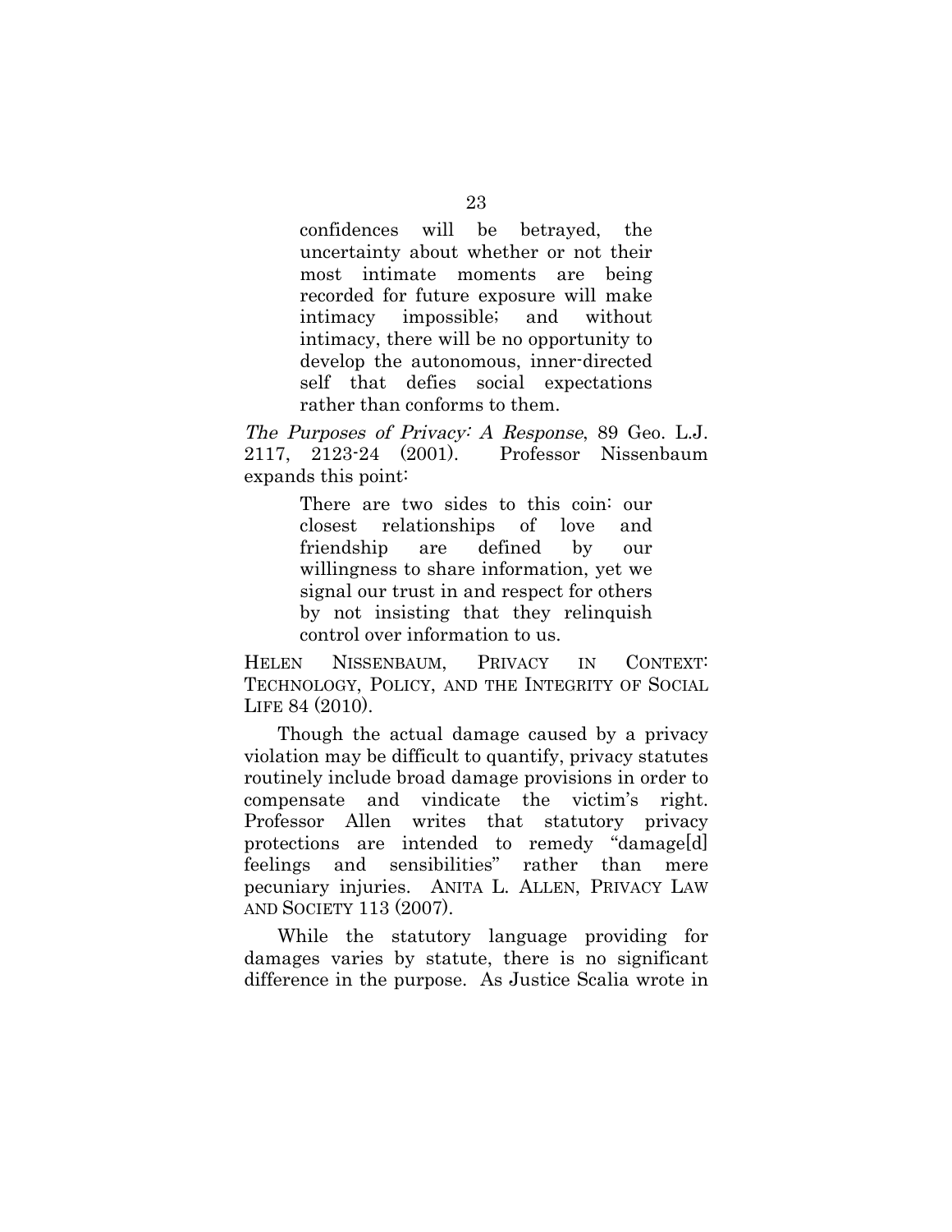> confidences will be betrayed, the uncertainty about whether or not their most intimate moments are being recorded for future exposure will make intimacy impossible; and without intimacy, there will be no opportunity to develop the autonomous, inner-directed self that defies social expectations rather than conforms to them.

*The Purposes of Privacy: A Response*, 89 Geo. L.J. 2117, 2123-24 (2001). Professor Nissenbaum expands this point:

> There are two sides to this coin: our closest relationships of love and friendship are defined by our willingness to share information, yet we signal our trust in and respect for others by not insisting that they relinquish control over information to us.

HELEN NISSENBAUM, PRIVACY IN CONTEXT: TECHNOLOGY, POLICY, AND THE INTEGRITY OF SOCIAL LIFE 84 (2010).

Though the actual damage caused by a privacy violation may be difficult to quantify, privacy statutes routinely include broad damage provisions in order to compensate and vindicate the victim's right. Professor Allen writes that statutory privacy protections are intended to remedy "damage[d] feelings and sensibilities" rather than mere pecuniary injuries. ANITA L. ALLEN, PRIVACY LAW AND SOCIETY 113 (2007).

While the statutory language providing for damages varies by statute, there is no significant difference in the purpose. As Justice Scalia wrote in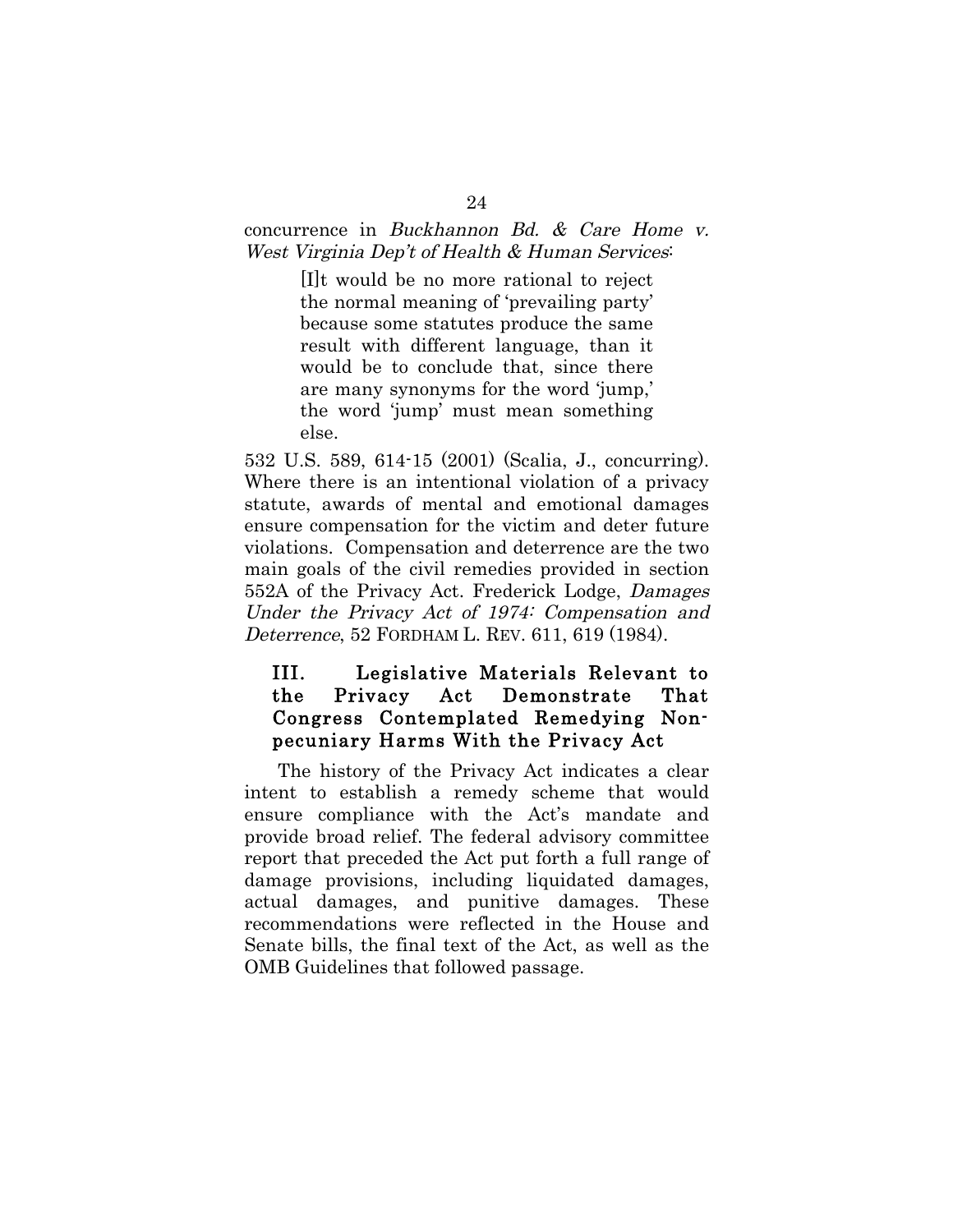concurrence in *Buckhannon Bd. & Care Home v. West Virginia Dep't of Health & Human Services*:

> [I]t would be no more rational to reject the normal meaning of 'prevailing party' because some statutes produce the same result with different language, than it would be to conclude that, since there are many synonyms for the word 'jump,' the word 'jump' must mean something else.

532 U.S. 589, 614-15 (2001) (Scalia, J., concurring). Where there is an intentional violation of a privacy statute, awards of mental and emotional damages ensure compensation for the victim and deter future violations. Compensation and deterrence are the two main goals of the civil remedies provided in section 552A of the Privacy Act. Frederick Lodge, *Damages Under the Privacy Act of 1974: Compensation and Deterrence*, 52 FORDHAM L. REV. 611, 619 (1984).

## III. Legislative Materials Relevant to the Privacy Act Demonstrate That Congress Contemplated Remedying Non-pecuniary Harms With the Privacy Act

The history of the Privacy Act indicates a clear intent to establish a remedy scheme that would ensure compliance with the Act's mandate and provide broad relief. The federal advisory committee report that preceded the Act put forth a full range of damage provisions, including liquidated damages, actual damages, and punitive damages. These recommendations were reflected in the House and Senate bills, the final text of the Act, as well as the OMB Guidelines that followed passage.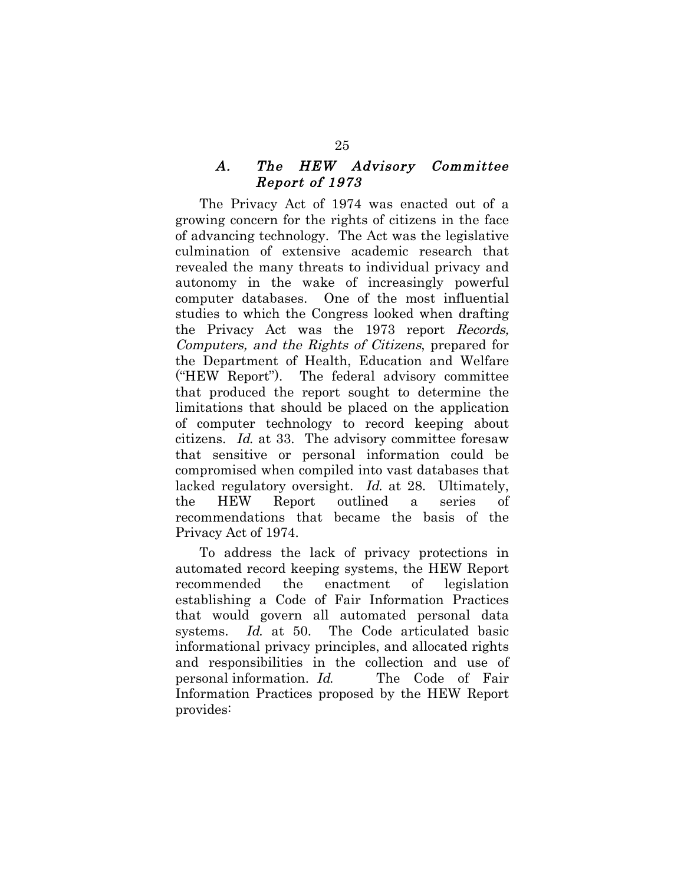### *A. The HEW Advisory Committee Report of 1973*

The Privacy Act of 1974 was enacted out of a growing concern for the rights of citizens in the face of advancing technology. The Act was the legislative culmination of extensive academic research that revealed the many threats to individual privacy and autonomy in the wake of increasingly powerful computer databases. One of the most influential studies to which the Congress looked when drafting the Privacy Act was the 1973 report *Records, Computers, and the Rights of Citizens*, prepared for the Department of Health, Education and Welfare ("HEW Report"). The federal advisory committee that produced the report sought to determine the limitations that should be placed on the application of computer technology to record keeping about citizens. *Id.* at 33. The advisory committee foresaw that sensitive or personal information could be compromised when compiled into vast databases that lacked regulatory oversight. *Id.* at 28. Ultimately, the HEW Report outlined a series of recommendations that became the basis of the Privacy Act of 1974.

To address the lack of privacy protections in automated record keeping systems, the HEW Report recommended the enactment of legislation establishing a Code of Fair Information Practices that would govern all automated personal data systems. *Id.* at 50. The Code articulated basic informational privacy principles, and allocated rights and responsibilities in the collection and use of personal information. *Id.* The Code of Fair Information Practices proposed by the HEW Report provides: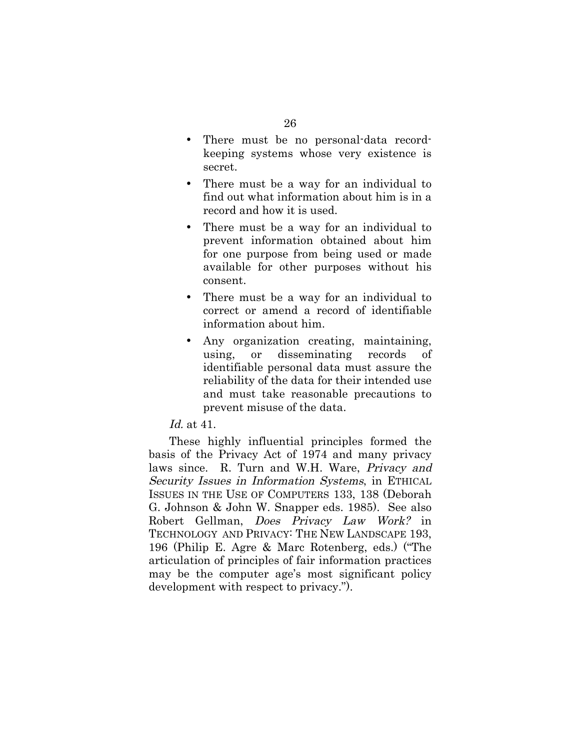- There must be no personal-data record-keeping systems whose very existence is secret.
- There must be a way for an individual to find out what information about him is in a record and how it is used.
- There must be a way for an individual to prevent information obtained about him for one purpose from being used or made available for other purposes without his consent.
- There must be a way for an individual to correct or amend a record of identifiable information about him.
- Any organization creating, maintaining, using, or disseminating records of identifiable personal data must assure the reliability of the data for their intended use and must take reasonable precautions to prevent misuse of the data.

*Id.* at 41.

These highly influential principles formed the basis of the Privacy Act of 1974 and many privacy laws since. R. Turn and W.H. Ware, *Privacy and Security Issues in Information Systems*, in ETHICAL ISSUES IN THE USE OF COMPUTERS 133, 138 (Deborah G. Johnson & John W. Snapper eds. 1985). See also Robert Gellman, *Does Privacy Law Work?* in TECHNOLOGY AND PRIVACY: THE NEW LANDSCAPE 193, 196 (Philip E. Agre & Marc Rotenberg, eds.) ("The articulation of principles of fair information practices may be the computer age's most significant policy development with respect to privacy.").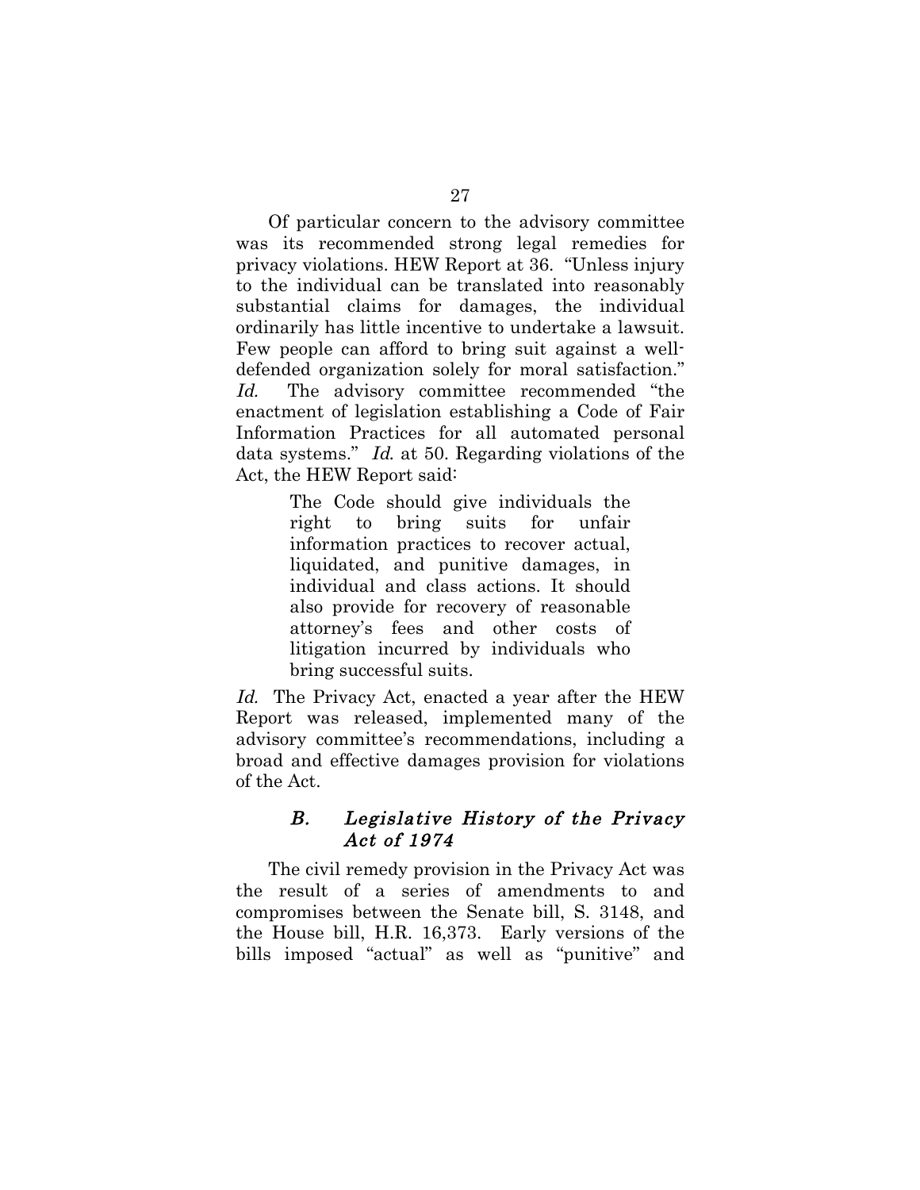Of particular concern to the advisory committee was its recommended strong legal remedies for privacy violations. HEW Report at 36. "Unless injury to the individual can be translated into reasonably substantial claims for damages, the individual ordinarily has little incentive to undertake a lawsuit. Few people can afford to bring suit against a well-defended organization solely for moral satisfaction." *Id.* The advisory committee recommended "the enactment of legislation establishing a Code of Fair Information Practices for all automated personal data systems." *Id.* at 50. Regarding violations of the Act, the HEW Report said:

> The Code should give individuals the right to bring suits for unfair information practices to recover actual, liquidated, and punitive damages, in individual and class actions. It should also provide for recovery of reasonable attorney's fees and other costs of litigation incurred by individuals who bring successful suits.

*Id.* The Privacy Act, enacted a year after the HEW Report was released, implemented many of the advisory committee's recommendations, including a broad and effective damages provision for violations of the Act.

### *B. Legislative History of the Privacy Act of 1974*

The civil remedy provision in the Privacy Act was the result of a series of amendments to and compromises between the Senate bill, S. 3148, and the House bill, H.R. 16,373. Early versions of the bills imposed "actual" as well as "punitive" and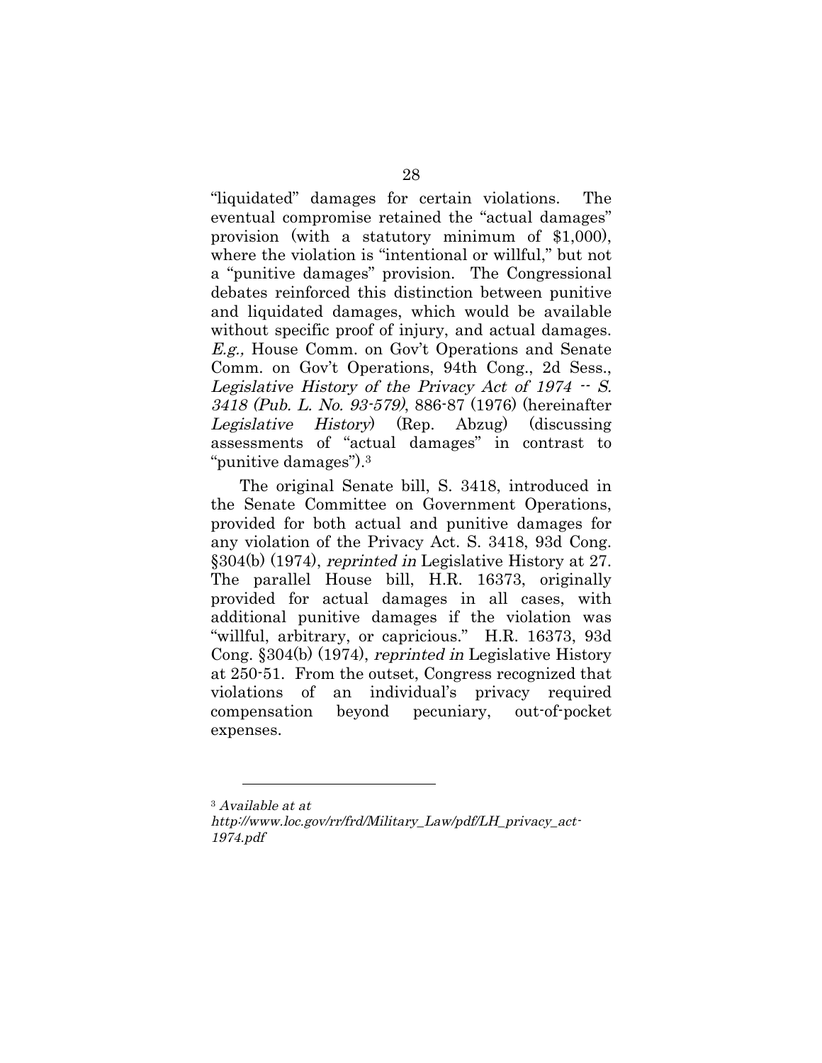"liquidated" damages for certain violations. The eventual compromise retained the "actual damages" provision (with a statutory minimum of $1,000), where the violation is "intentional or willful," but not a "punitive damages" provision. The Congressional debates reinforced this distinction between punitive and liquidated damages, which would be available without specific proof of injury, and actual damages. *E.g.,* House Comm. on Gov't Operations and Senate Comm. on Gov't Operations, 94th Cong., 2d Sess., *Legislative History of the Privacy Act of 1974 -- S. 3418 (Pub. L. No. 93-579)*, 886-87 (1976) (hereinafter *Legislative History*) (Rep. Abzug) (discussing assessments of "actual damages" in contrast to "punitive damages").[3]

The original Senate bill, S. 3418, introduced in the Senate Committee on Government Operations, provided for both actual and punitive damages for any violation of the Privacy Act. S. 3418, 93d Cong. §304(b) (1974), *reprinted in* Legislative History at 27. The parallel House bill, H.R. 16373, originally provided for actual damages in all cases, with additional punitive damages if the violation was "willful, arbitrary, or capricious." H.R. 16373, 93d Cong. §304(b) (1974), *reprinted in* Legislative History at 250-51. From the outset, Congress recognized that violations of an individual's privacy required compensation beyond pecuniary, out-of-pocket expenses.

---

[3] *Available at at http://www.loc.gov/rr/frd/Military_Law/pdf/LH_privacy_act-1974.pdf*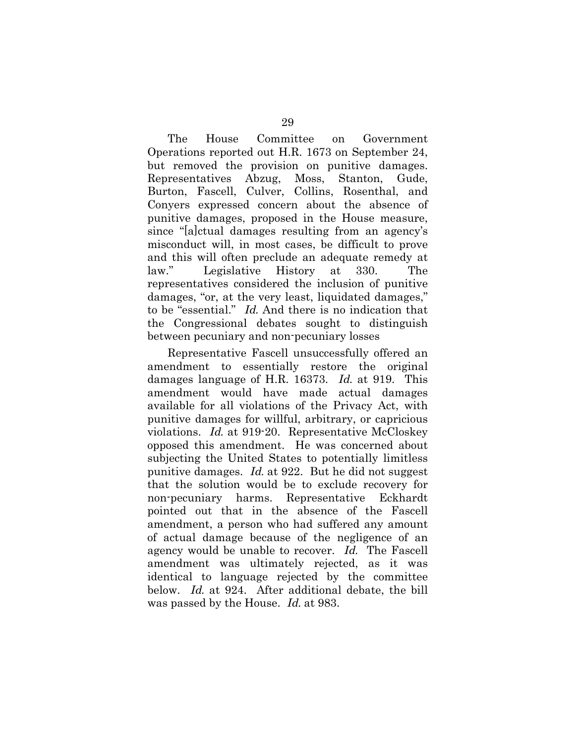The House Committee on Government Operations reported out H.R. 1673 on September 24, but removed the provision on punitive damages. Representatives Abzug, Moss, Stanton, Gude, Burton, Fascell, Culver, Collins, Rosenthal, and Conyers expressed concern about the absence of punitive damages, proposed in the House measure, since "[a]ctual damages resulting from an agency's misconduct will, in most cases, be difficult to prove and this will often preclude an adequate remedy at law." Legislative History at 330. The representatives considered the inclusion of punitive damages, "or, at the very least, liquidated damages," to be "essential." *Id.* And there is no indication that the Congressional debates sought to distinguish between pecuniary and non-pecuniary losses

Representative Fascell unsuccessfully offered an amendment to essentially restore the original damages language of H.R. 16373. *Id.* at 919. This amendment would have made actual damages available for all violations of the Privacy Act, with punitive damages for willful, arbitrary, or capricious violations. *Id.* at 919-20. Representative McCloskey opposed this amendment. He was concerned about subjecting the United States to potentially limitless punitive damages. *Id.* at 922. But he did not suggest that the solution would be to exclude recovery for non-pecuniary harms. Representative Eckhardt pointed out that in the absence of the Fascell amendment, a person who had suffered any amount of actual damage because of the negligence of an agency would be unable to recover. *Id.* The Fascell amendment was ultimately rejected, as it was identical to language rejected by the committee below. *Id.* at 924. After additional debate, the bill was passed by the House. *Id.* at 983.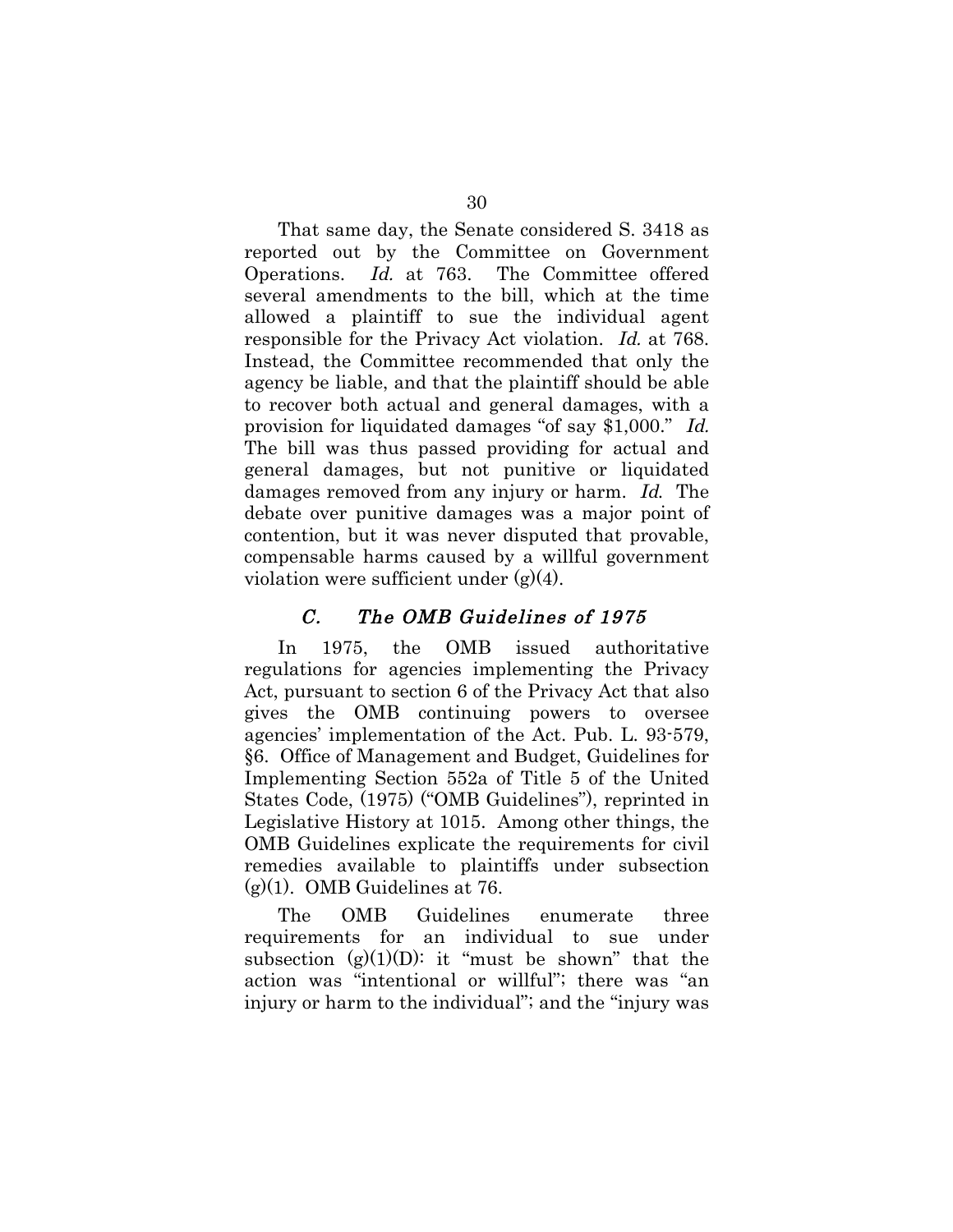That same day, the Senate considered S. 3418 as reported out by the Committee on Government Operations. *Id.* at 763. The Committee offered several amendments to the bill, which at the time allowed a plaintiff to sue the individual agent responsible for the Privacy Act violation. *Id.* at 768. Instead, the Committee recommended that only the agency be liable, and that the plaintiff should be able to recover both actual and general damages, with a provision for liquidated damages "of say $1,000." *Id.* The bill was thus passed providing for actual and general damages, but not punitive or liquidated damages removed from any injury or harm. *Id.* The debate over punitive damages was a major point of contention, but it was never disputed that provable, compensable harms caused by a willful government violation were sufficient under (g)(4).

### *C. The OMB Guidelines of 1975*

In 1975, the OMB issued authoritative regulations for agencies implementing the Privacy Act, pursuant to section 6 of the Privacy Act that also gives the OMB continuing powers to oversee agencies' implementation of the Act. Pub. L. 93-579, §6. Office of Management and Budget, Guidelines for Implementing Section 552a of Title 5 of the United States Code, (1975) ("OMB Guidelines"), reprinted in Legislative History at 1015. Among other things, the OMB Guidelines explicate the requirements for civil remedies available to plaintiffs under subsection (g)(1). OMB Guidelines at 76.

The OMB Guidelines enumerate three requirements for an individual to sue under subsection (g)(1)(D): it "must be shown" that the action was "intentional or willful"; there was "an injury or harm to the individual"; and the "injury was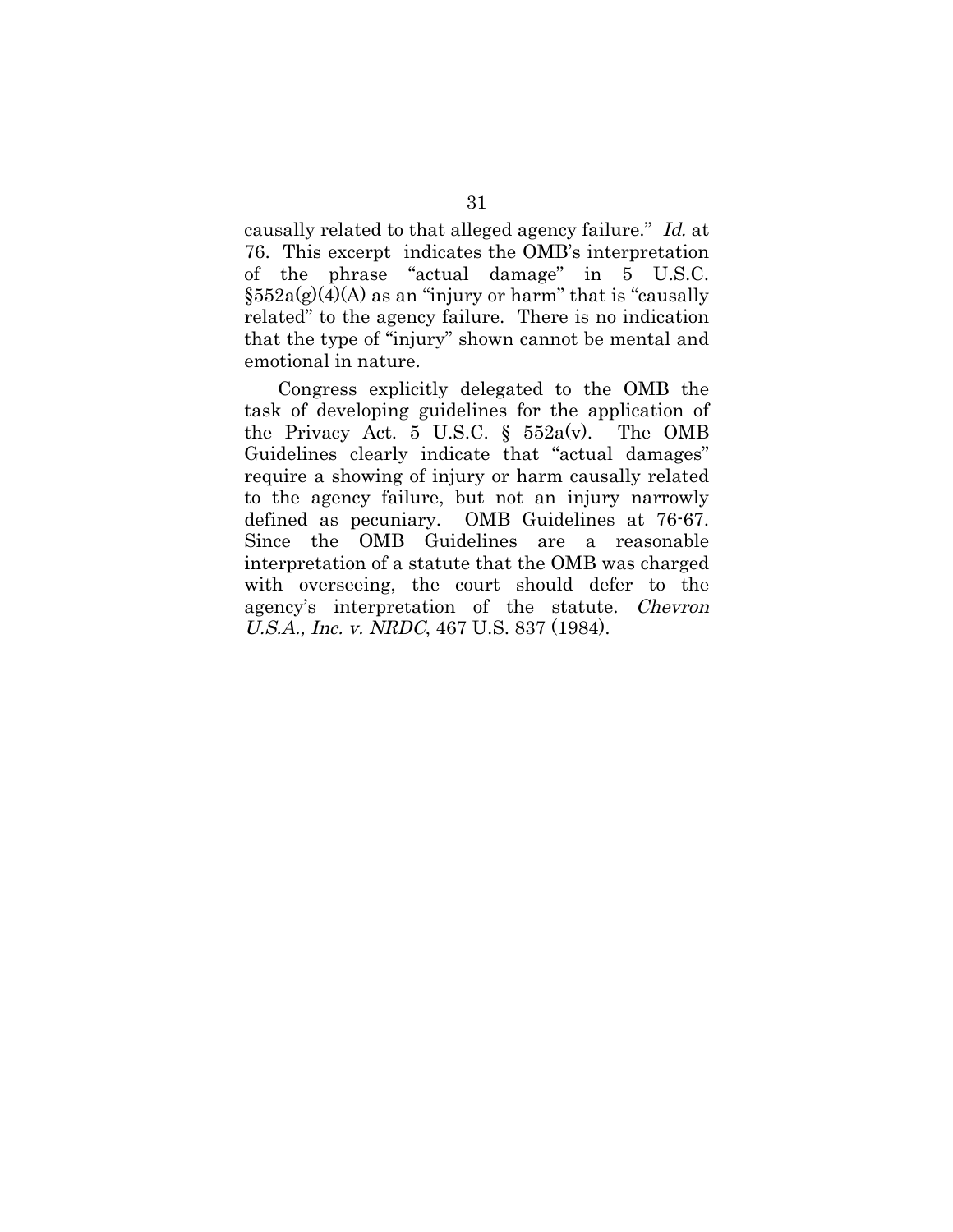causally related to that alleged agency failure." *Id.* at 76. This excerpt indicates the OMB's interpretation of the phrase "actual damage" in 5 U.S.C. §552a(g)(4)(A) as an "injury or harm" that is "causally related" to the agency failure. There is no indication that the type of "injury" shown cannot be mental and emotional in nature.

Congress explicitly delegated to the OMB the task of developing guidelines for the application of the Privacy Act. 5 U.S.C. § 552a(v). The OMB Guidelines clearly indicate that "actual damages" require a showing of injury or harm causally related to the agency failure, but not an injury narrowly defined as pecuniary. OMB Guidelines at 76-67. Since the OMB Guidelines are a reasonable interpretation of a statute that the OMB was charged with overseeing, the court should defer to the agency's interpretation of the statute. *Chevron U.S.A., Inc. v. NRDC*, 467 U.S. 837 (1984).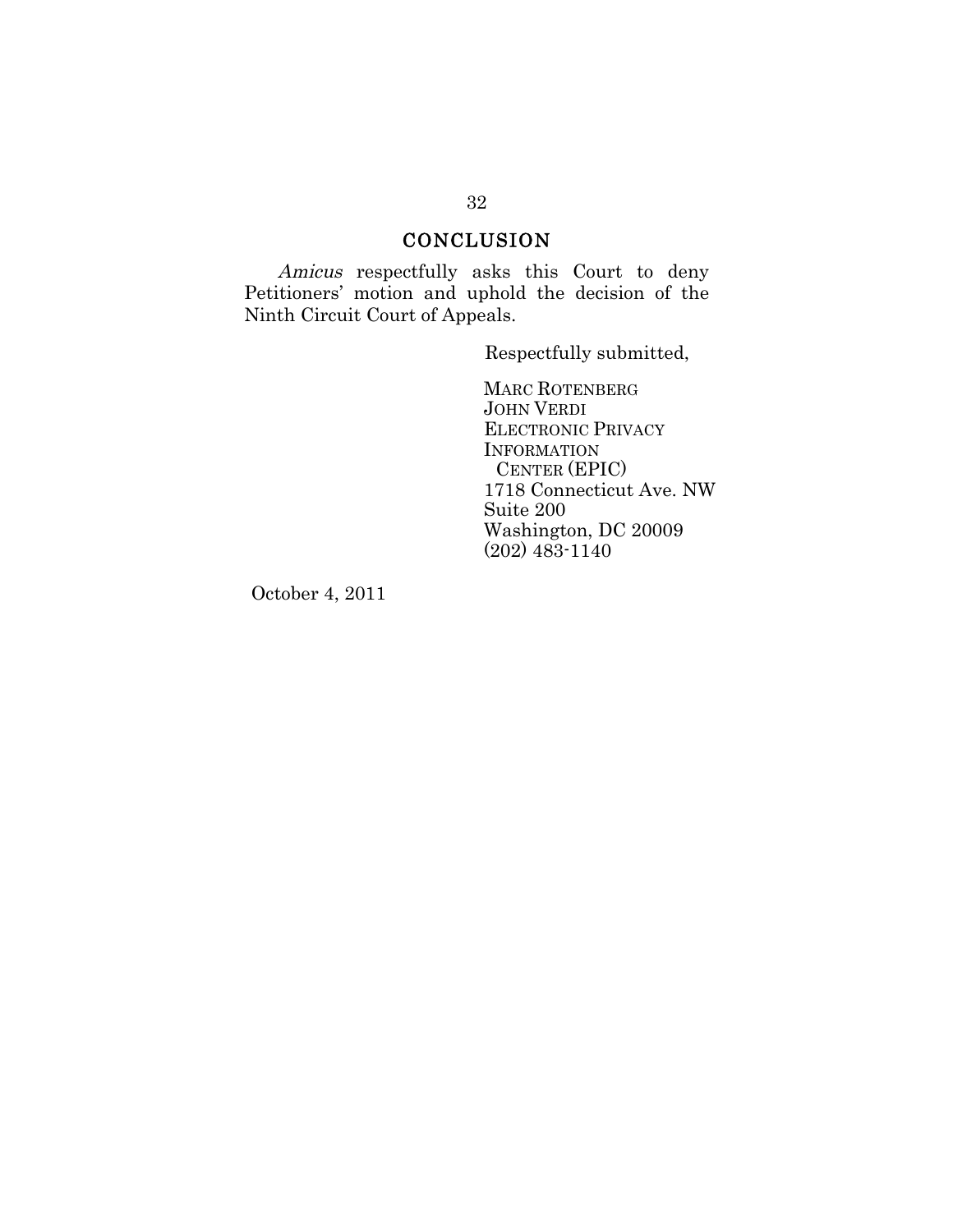## CONCLUSION

*Amicus* respectfully asks this Court to deny Petitioners' motion and uphold the decision of the Ninth Circuit Court of Appeals.

Respectfully submitted,

MARC ROTENBERG
JOHN VERDI
ELECTRONIC PRIVACY INFORMATION CENTER (EPIC)
1718 Connecticut Ave. NW
Suite 200
Washington, DC 20009
(202) 483-1140

October 4, 2011